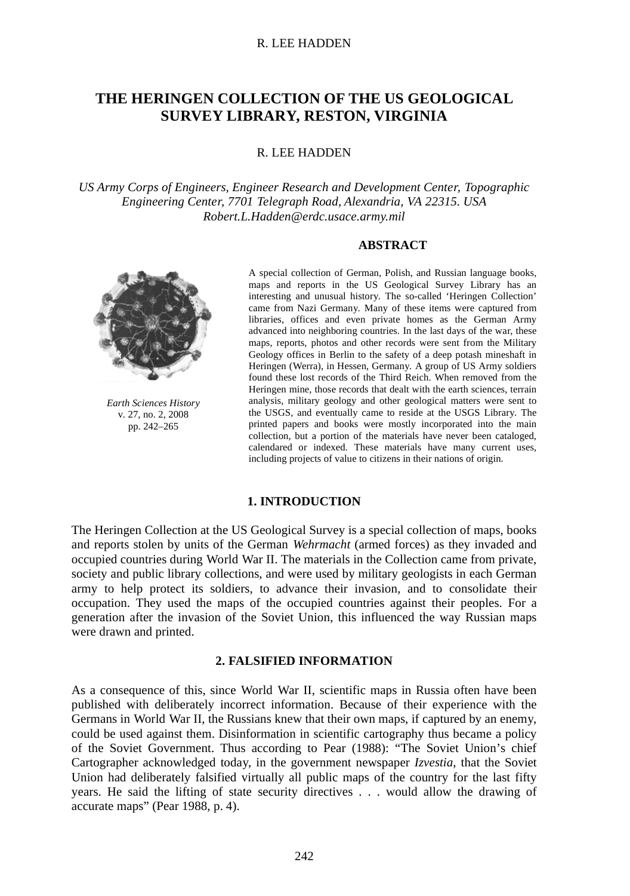// Rules: output the document text and headings; skip the running header "R. LEE HADDEN" (rule 6); no images were detected, so the logo is not referenced.
# THE HERINGEN COLLECTION OF THE US GEOLOGICAL SURVEY LIBRARY, RESTON, VIRGINIA

R. LEE HADDEN

*US Army Corps of Engineers, Engineer Research and Development Center, Topographic Engineering Center, 7701 Telegraph Road, Alexandria, VA 22315. USA*
*Robert.L.Hadden@erdc.usace.army.mil*

*Earth Sciences History*
v. 27, no. 2, 2008
pp. 242–265

## ABSTRACT

A special collection of German, Polish, and Russian language books, maps and reports in the US Geological Survey Library has an interesting and unusual history. The so-called 'Heringen Collection' came from Nazi Germany. Many of these items were captured from libraries, offices and even private homes as the German Army advanced into neighboring countries. In the last days of the war, these maps, reports, photos and other records were sent from the Military Geology offices in Berlin to the safety of a deep potash mineshaft in Heringen (Werra), in Hessen, Germany. A group of US Army soldiers found these lost records of the Third Reich. When removed from the Heringen mine, those records that dealt with the earth sciences, terrain analysis, military geology and other geological matters were sent to the USGS, and eventually came to reside at the USGS Library. The printed papers and books were mostly incorporated into the main collection, but a portion of the materials have never been cataloged, calendared or indexed. These materials have many current uses, including projects of value to citizens in their nations of origin.

## 1. INTRODUCTION

The Heringen Collection at the US Geological Survey is a special collection of maps, books and reports stolen by units of the German *Wehrmacht* (armed forces) as they invaded and occupied countries during World War II. The materials in the Collection came from private, society and public library collections, and were used by military geologists in each German army to help protect its soldiers, to advance their invasion, and to consolidate their occupation. They used the maps of the occupied countries against their peoples. For a generation after the invasion of the Soviet Union, this influenced the way Russian maps were drawn and printed.

## 2. FALSIFIED INFORMATION

As a consequence of this, since World War II, scientific maps in Russia often have been published with deliberately incorrect information. Because of their experience with the Germans in World War II, the Russians knew that their own maps, if captured by an enemy, could be used against them. Disinformation in scientific cartography thus became a policy of the Soviet Government. Thus according to Pear (1988): "The Soviet Union's chief Cartographer acknowledged today, in the government newspaper *Izvestia*, that the Soviet Union had deliberately falsified virtually all public maps of the country for the last fifty years. He said the lifting of state security directives . . . would allow the drawing of accurate maps" (Pear 1988, p. 4).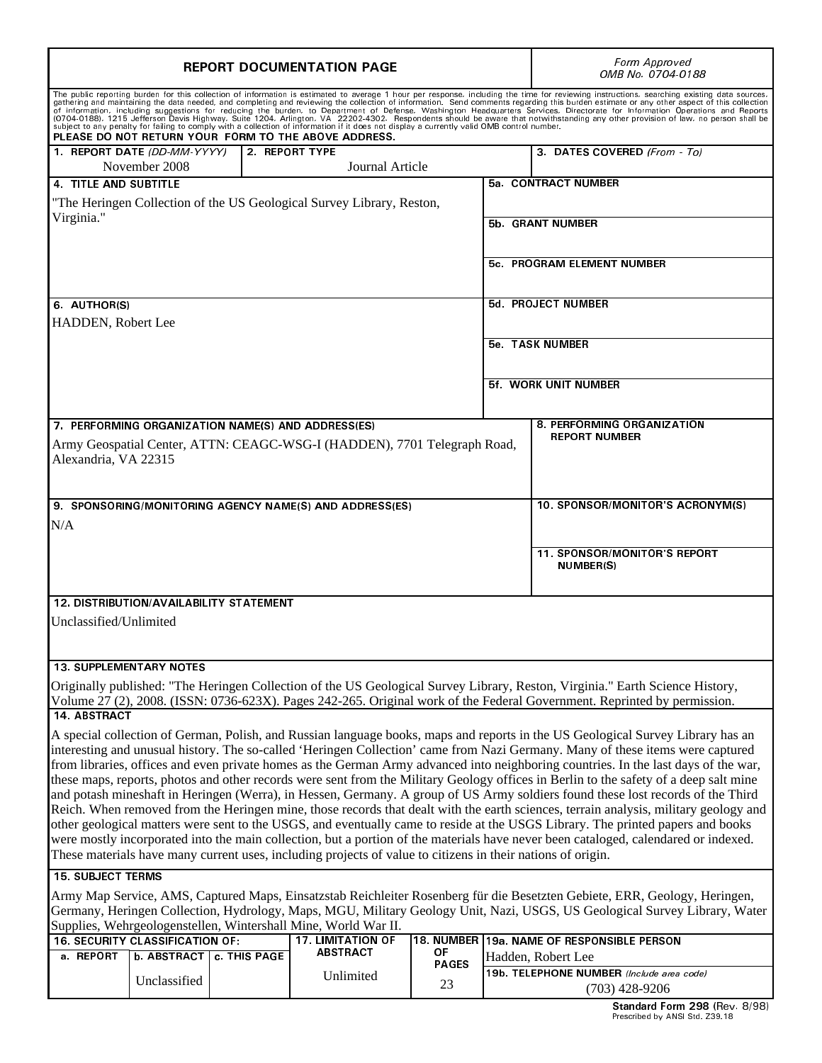# REPORT DOCUMENTATION PAGE

*Form Approved*
*OMB No. 0704-0188*

The public reporting burden for this collection of information is estimated to average 1 hour per response, including the time for reviewing instructions, searching existing data sources, gathering and maintaining the data needed, and completing and reviewing the collection of information. Send comments regarding this burden estimate or any other aspect of this collection of information, including suggestions for reducing the burden, to Department of Defense, Washington Headquarters Services, Directorate for Information Operations and Reports (0704-0188), 1215 Jefferson Davis Highway, Suite 1204, Arlington, VA 22202-4302. Respondents should be aware that notwithstanding any other provision of law, no person shall be subject to any penalty for failing to comply with a collection of information if it does not display a currently valid OMB control number.

**PLEASE DO NOT RETURN YOUR FORM TO THE ABOVE ADDRESS.**

| 1. REPORT DATE *(DD-MM-YYYY)* | 2. REPORT TYPE | 3. DATES COVERED *(From - To)* |
|---|---|---|
| November 2008 | Journal Article | |

**4. TITLE AND SUBTITLE**

"The Heringen Collection of the US Geological Survey Library, Reston, Virginia."

**5a. CONTRACT NUMBER**

**5b. GRANT NUMBER**

**5c. PROGRAM ELEMENT NUMBER**

**6. AUTHOR(S)**

HADDEN, Robert Lee

**5d. PROJECT NUMBER**

**5e. TASK NUMBER**

**5f. WORK UNIT NUMBER**

**7. PERFORMING ORGANIZATION NAME(S) AND ADDRESS(ES)**

Army Geospatial Center, ATTN: CEAGC-WSG-I (HADDEN), 7701 Telegraph Road, Alexandria, VA 22315

**8. PERFORMING ORGANIZATION REPORT NUMBER**

**9. SPONSORING/MONITORING AGENCY NAME(S) AND ADDRESS(ES)**

N/A

**10. SPONSOR/MONITOR'S ACRONYM(S)**

**11. SPONSOR/MONITOR'S REPORT NUMBER(S)**

**12. DISTRIBUTION/AVAILABILITY STATEMENT**

Unclassified/Unlimited

**13. SUPPLEMENTARY NOTES**

Originally published: "The Heringen Collection of the US Geological Survey Library, Reston, Virginia." Earth Science History, Volume 27 (2), 2008. (ISSN: 0736-623X). Pages 242-265. Original work of the Federal Government. Reprinted by permission.

**14. ABSTRACT**

A special collection of German, Polish, and Russian language books, maps and reports in the US Geological Survey Library has an interesting and unusual history. The so-called 'Heringen Collection' came from Nazi Germany. Many of these items were captured from libraries, offices and even private homes as the German Army advanced into neighboring countries. In the last days of the war, these maps, reports, photos and other records were sent from the Military Geology offices in Berlin to the safety of a deep salt mine and potash mineshaft in Heringen (Werra), in Hessen, Germany. A group of US Army soldiers found these lost records of the Third Reich. When removed from the Heringen mine, those records that dealt with the earth sciences, terrain analysis, military geology and other geological matters were sent to the USGS, and eventually came to reside at the USGS Library. The printed papers and books were mostly incorporated into the main collection, but a portion of the materials have never been cataloged, calendared or indexed. These materials have many current uses, including projects of value to citizens in their nations of origin.

**15. SUBJECT TERMS**

Army Map Service, AMS, Captured Maps, Einsatzstab Reichleiter Rosenberg für die Besetzten Gebiete, ERR, Geology, Heringen, Germany, Heringen Collection, Hydrology, Maps, MGU, Military Geology Unit, Nazi, USGS, US Geological Survey Library, Water Supplies, Wehrgeologenstellen, Wintershall Mine, World War II.

| 16. SECURITY CLASSIFICATION OF: | | | 17. LIMITATION OF ABSTRACT | 18. NUMBER OF PAGES | 19a. NAME OF RESPONSIBLE PERSON |
|---|---|---|---|---|---|
| a. REPORT | b. ABSTRACT | c. THIS PAGE | | | Hadden, Robert Lee |
| | Unclassified | | Unlimited | 23 | 19b. TELEPHONE NUMBER *(Include area code)* (703) 428-9206 |

**Standard Form 298** (Rev. 8/98)
Prescribed by ANSI Std. Z39.18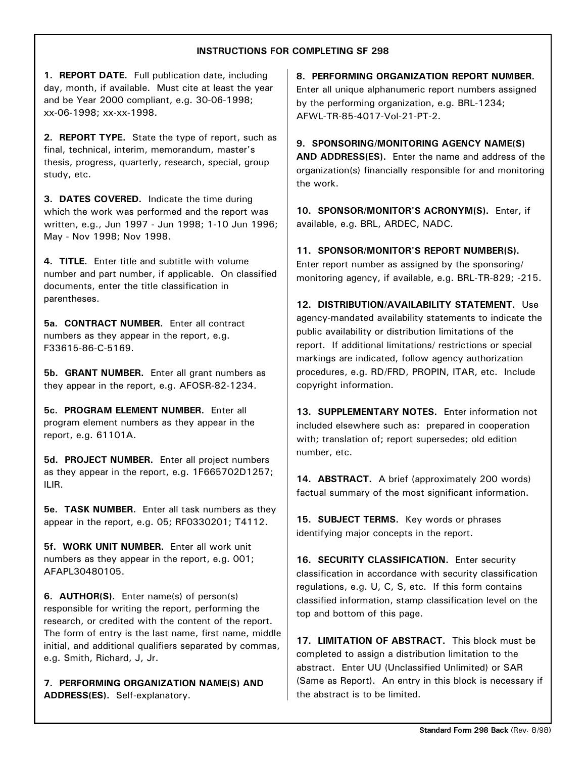## INSTRUCTIONS FOR COMPLETING SF 298

**1. REPORT DATE.** Full publication date, including day, month, if available. Must cite at least the year and be Year 2000 compliant, e.g. 30-06-1998; xx-06-1998; xx-xx-1998.

**2. REPORT TYPE.** State the type of report, such as final, technical, interim, memorandum, master's thesis, progress, quarterly, research, special, group study, etc.

**3. DATES COVERED.** Indicate the time during which the work was performed and the report was written, e.g., Jun 1997 - Jun 1998; 1-10 Jun 1996; May - Nov 1998; Nov 1998.

**4. TITLE.** Enter title and subtitle with volume number and part number, if applicable. On classified documents, enter the title classification in parentheses.

**5a. CONTRACT NUMBER.** Enter all contract numbers as they appear in the report, e.g. F33615-86-C-5169.

**5b. GRANT NUMBER.** Enter all grant numbers as they appear in the report, e.g. AFOSR-82-1234.

**5c. PROGRAM ELEMENT NUMBER.** Enter all program element numbers as they appear in the report, e.g. 61101A.

**5d. PROJECT NUMBER.** Enter all project numbers as they appear in the report, e.g. 1F665702D1257; ILIR.

**5e. TASK NUMBER.** Enter all task numbers as they appear in the report, e.g. 05; RF0330201; T4112.

**5f. WORK UNIT NUMBER.** Enter all work unit numbers as they appear in the report, e.g. 001; AFAPL30480105.

**6. AUTHOR(S).** Enter name(s) of person(s) responsible for writing the report, performing the research, or credited with the content of the report. The form of entry is the last name, first name, middle initial, and additional qualifiers separated by commas, e.g. Smith, Richard, J, Jr.

**7. PERFORMING ORGANIZATION NAME(S) AND ADDRESS(ES).** Self-explanatory.

**8. PERFORMING ORGANIZATION REPORT NUMBER.** Enter all unique alphanumeric report numbers assigned by the performing organization, e.g. BRL-1234; AFWL-TR-85-4017-Vol-21-PT-2.

**9. SPONSORING/MONITORING AGENCY NAME(S) AND ADDRESS(ES).** Enter the name and address of the organization(s) financially responsible for and monitoring the work.

**10. SPONSOR/MONITOR'S ACRONYM(S).** Enter, if available, e.g. BRL, ARDEC, NADC.

**11. SPONSOR/MONITOR'S REPORT NUMBER(S).** Enter report number as assigned by the sponsoring/ monitoring agency, if available, e.g. BRL-TR-829; -215.

**12. DISTRIBUTION/AVAILABILITY STATEMENT.** Use agency-mandated availability statements to indicate the public availability or distribution limitations of the report. If additional limitations/ restrictions or special markings are indicated, follow agency authorization procedures, e.g. RD/FRD, PROPIN, ITAR, etc. Include copyright information.

**13. SUPPLEMENTARY NOTES.** Enter information not included elsewhere such as: prepared in cooperation with; translation of; report supersedes; old edition number, etc.

**14. ABSTRACT.** A brief (approximately 200 words) factual summary of the most significant information.

**15. SUBJECT TERMS.** Key words or phrases identifying major concepts in the report.

**16. SECURITY CLASSIFICATION.** Enter security classification in accordance with security classification regulations, e.g. U, C, S, etc. If this form contains classified information, stamp classification level on the top and bottom of this page.

**17. LIMITATION OF ABSTRACT.** This block must be completed to assign a distribution limitation to the abstract. Enter UU (Unclassified Unlimited) or SAR (Same as Report). An entry in this block is necessary if the abstract is to be limited.

**Standard Form 298 Back** (Rev. 8/98)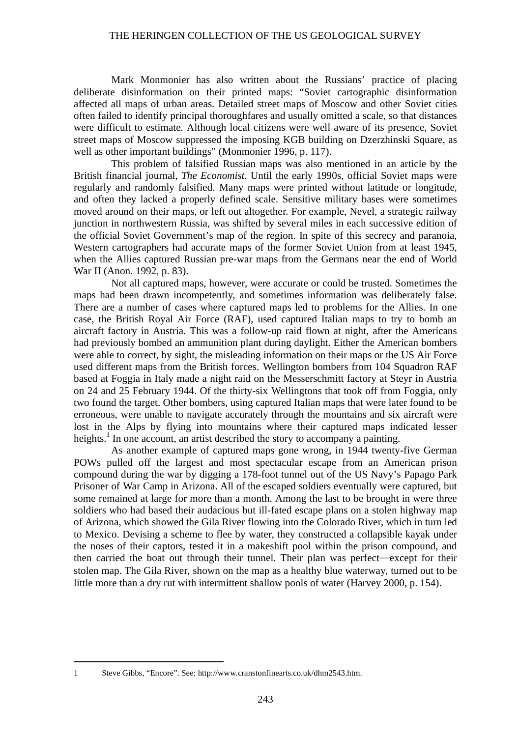Mark Monmonier has also written about the Russians' practice of placing deliberate disinformation on their printed maps: "Soviet cartographic disinformation affected all maps of urban areas. Detailed street maps of Moscow and other Soviet cities often failed to identify principal thoroughfares and usually omitted a scale, so that distances were difficult to estimate. Although local citizens were well aware of its presence, Soviet street maps of Moscow suppressed the imposing KGB building on Dzerzhinski Square, as well as other important buildings" (Monmonier 1996, p. 117).

This problem of falsified Russian maps was also mentioned in an article by the British financial journal, *The Economist*. Until the early 1990s, official Soviet maps were regularly and randomly falsified. Many maps were printed without latitude or longitude, and often they lacked a properly defined scale. Sensitive military bases were sometimes moved around on their maps, or left out altogether. For example, Nevel, a strategic railway junction in northwestern Russia, was shifted by several miles in each successive edition of the official Soviet Government's map of the region. In spite of this secrecy and paranoia, Western cartographers had accurate maps of the former Soviet Union from at least 1945, when the Allies captured Russian pre-war maps from the Germans near the end of World War II (Anon. 1992, p. 83).

Not all captured maps, however, were accurate or could be trusted. Sometimes the maps had been drawn incompetently, and sometimes information was deliberately false. There are a number of cases where captured maps led to problems for the Allies. In one case, the British Royal Air Force (RAF), used captured Italian maps to try to bomb an aircraft factory in Austria. This was a follow-up raid flown at night, after the Americans had previously bombed an ammunition plant during daylight. Either the American bombers were able to correct, by sight, the misleading information on their maps or the US Air Force used different maps from the British forces. Wellington bombers from 104 Squadron RAF based at Foggia in Italy made a night raid on the Messerschmitt factory at Steyr in Austria on 24 and 25 February 1944. Of the thirty-six Wellingtons that took off from Foggia, only two found the target. Other bombers, using captured Italian maps that were later found to be erroneous, were unable to navigate accurately through the mountains and six aircraft were lost in the Alps by flying into mountains where their captured maps indicated lesser heights.[1] In one account, an artist described the story to accompany a painting.

As another example of captured maps gone wrong, in 1944 twenty-five German POWs pulled off the largest and most spectacular escape from an American prison compound during the war by digging a 178-foot tunnel out of the US Navy's Papago Park Prisoner of War Camp in Arizona. All of the escaped soldiers eventually were captured, but some remained at large for more than a month. Among the last to be brought in were three soldiers who had based their audacious but ill-fated escape plans on a stolen highway map of Arizona, which showed the Gila River flowing into the Colorado River, which in turn led to Mexico. Devising a scheme to flee by water, they constructed a collapsible kayak under the noses of their captors, tested it in a makeshift pool within the prison compound, and then carried the boat out through their tunnel. Their plan was perfect—except for their stolen map. The Gila River, shown on the map as a healthy blue waterway, turned out to be little more than a dry rut with intermittent shallow pools of water (Harvey 2000, p. 154).

---

1 Steve Gibbs, "Encore". See: http://www.cranstonfinearts.co.uk/dhm2543.htm.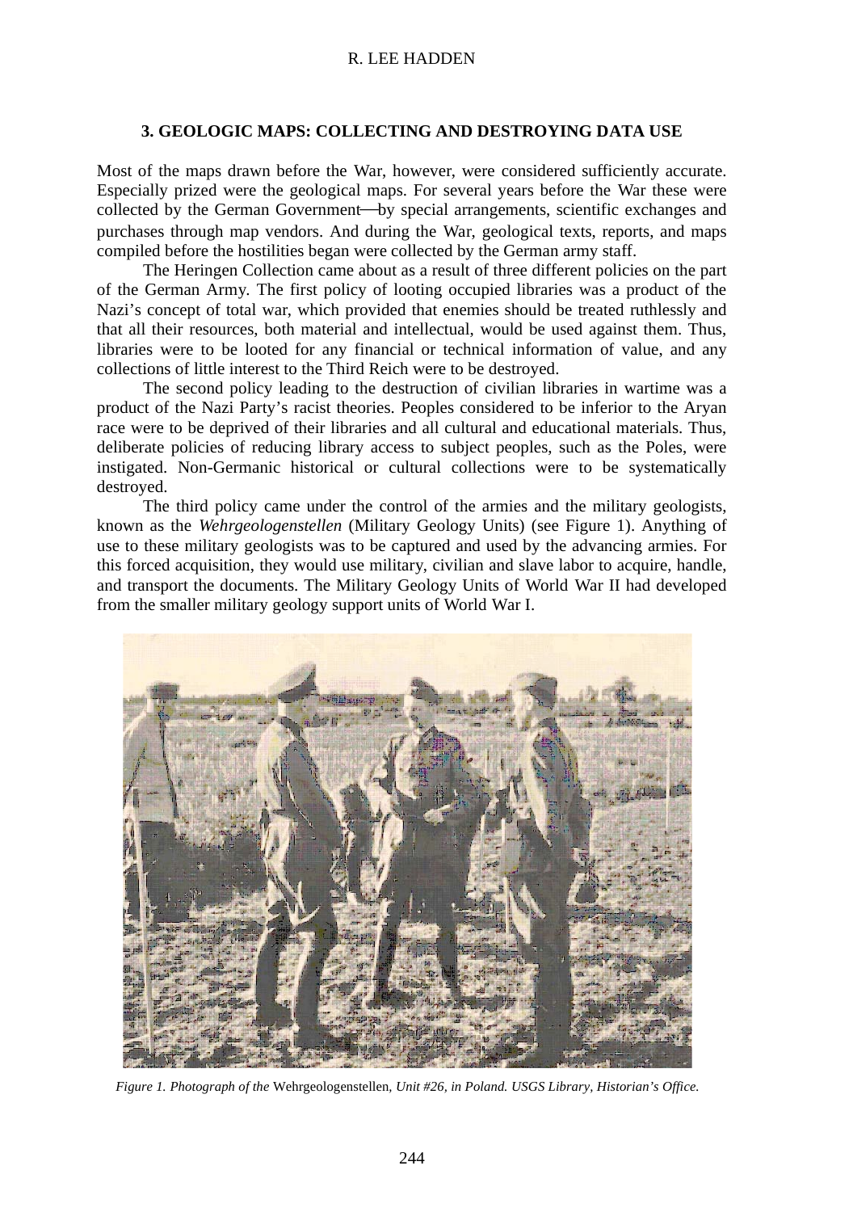### 3. GEOLOGIC MAPS: COLLECTING AND DESTROYING DATA USE

Most of the maps drawn before the War, however, were considered sufficiently accurate. Especially prized were the geological maps. For several years before the War these were collected by the German Government—by special arrangements, scientific exchanges and purchases through map vendors. And during the War, geological texts, reports, and maps compiled before the hostilities began were collected by the German army staff.

The Heringen Collection came about as a result of three different policies on the part of the German Army. The first policy of looting occupied libraries was a product of the Nazi's concept of total war, which provided that enemies should be treated ruthlessly and that all their resources, both material and intellectual, would be used against them. Thus, libraries were to be looted for any financial or technical information of value, and any collections of little interest to the Third Reich were to be destroyed.

The second policy leading to the destruction of civilian libraries in wartime was a product of the Nazi Party's racist theories. Peoples considered to be inferior to the Aryan race were to be deprived of their libraries and all cultural and educational materials. Thus, deliberate policies of reducing library access to subject peoples, such as the Poles, were instigated. Non-Germanic historical or cultural collections were to be systematically destroyed.

The third policy came under the control of the armies and the military geologists, known as the *Wehrgeologenstellen* (Military Geology Units) (see Figure 1). Anything of use to these military geologists was to be captured and used by the advancing armies. For this forced acquisition, they would use military, civilian and slave labor to acquire, handle, and transport the documents. The Military Geology Units of World War II had developed from the smaller military geology support units of World War I.

*Figure 1. Photograph of the* Wehrgeologenstellen*, Unit #26, in Poland. USGS Library, Historian's Office.*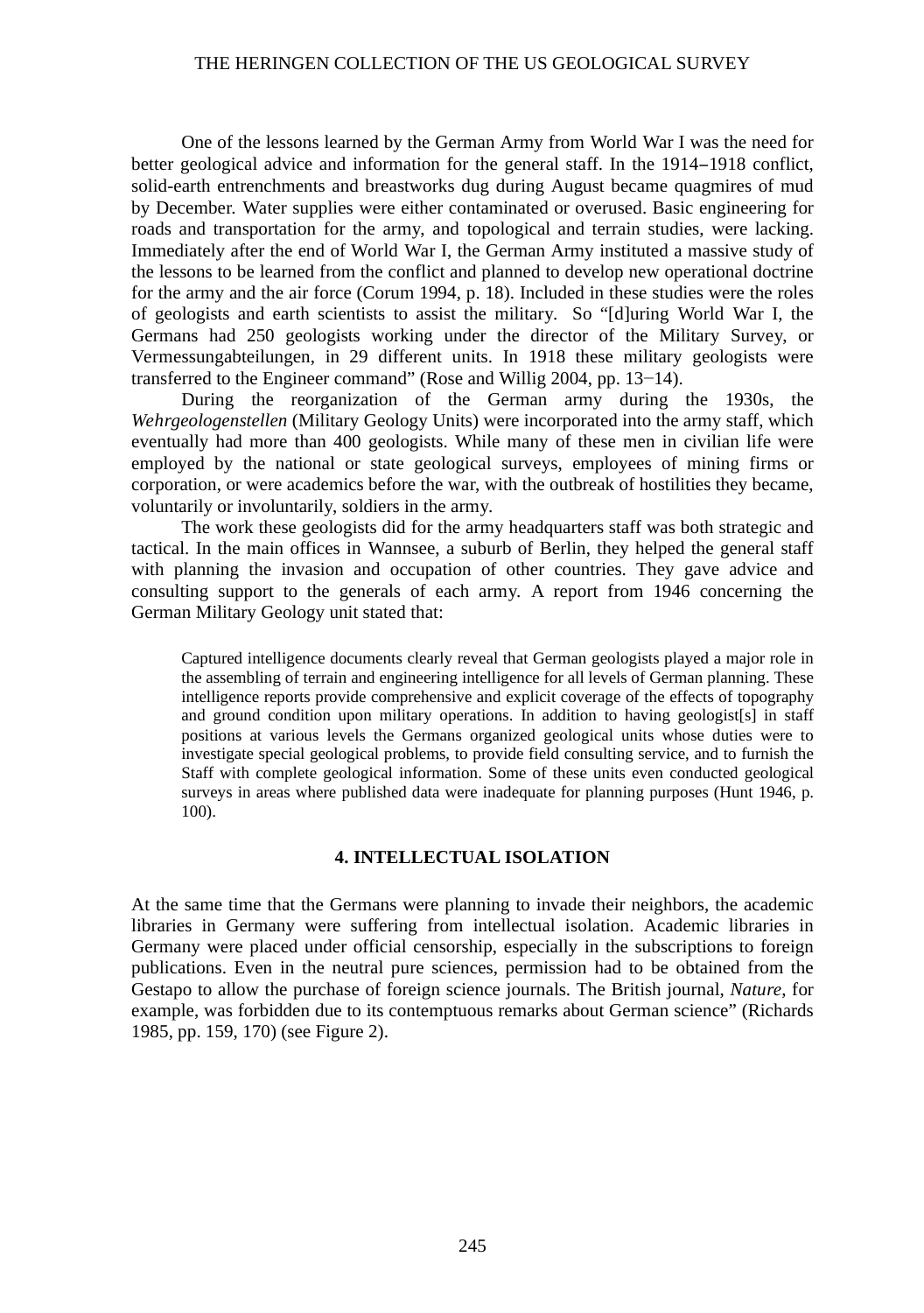One of the lessons learned by the German Army from World War I was the need for better geological advice and information for the general staff. In the 1914–1918 conflict, solid-earth entrenchments and breastworks dug during August became quagmires of mud by December. Water supplies were either contaminated or overused. Basic engineering for roads and transportation for the army, and topological and terrain studies, were lacking. Immediately after the end of World War I, the German Army instituted a massive study of the lessons to be learned from the conflict and planned to develop new operational doctrine for the army and the air force (Corum 1994, p. 18). Included in these studies were the roles of geologists and earth scientists to assist the military. So "[d]uring World War I, the Germans had 250 geologists working under the director of the Military Survey, or Vermessungabteilungen, in 29 different units. In 1918 these military geologists were transferred to the Engineer command" (Rose and Willig 2004, pp. 13−14).

During the reorganization of the German army during the 1930s, the *Wehrgeologenstellen* (Military Geology Units) were incorporated into the army staff, which eventually had more than 400 geologists. While many of these men in civilian life were employed by the national or state geological surveys, employees of mining firms or corporation, or were academics before the war, with the outbreak of hostilities they became, voluntarily or involuntarily, soldiers in the army.

The work these geologists did for the army headquarters staff was both strategic and tactical. In the main offices in Wannsee, a suburb of Berlin, they helped the general staff with planning the invasion and occupation of other countries. They gave advice and consulting support to the generals of each army. A report from 1946 concerning the German Military Geology unit stated that:

> Captured intelligence documents clearly reveal that German geologists played a major role in the assembling of terrain and engineering intelligence for all levels of German planning. These intelligence reports provide comprehensive and explicit coverage of the effects of topography and ground condition upon military operations. In addition to having geologist[s] in staff positions at various levels the Germans organized geological units whose duties were to investigate special geological problems, to provide field consulting service, and to furnish the Staff with complete geological information. Some of these units even conducted geological surveys in areas where published data were inadequate for planning purposes (Hunt 1946, p. 100).

## 4. INTELLECTUAL ISOLATION

At the same time that the Germans were planning to invade their neighbors, the academic libraries in Germany were suffering from intellectual isolation. Academic libraries in Germany were placed under official censorship, especially in the subscriptions to foreign publications. Even in the neutral pure sciences, permission had to be obtained from the Gestapo to allow the purchase of foreign science journals. The British journal, *Nature*, for example, was forbidden due to its contemptuous remarks about German science" (Richards 1985, pp. 159, 170) (see Figure 2).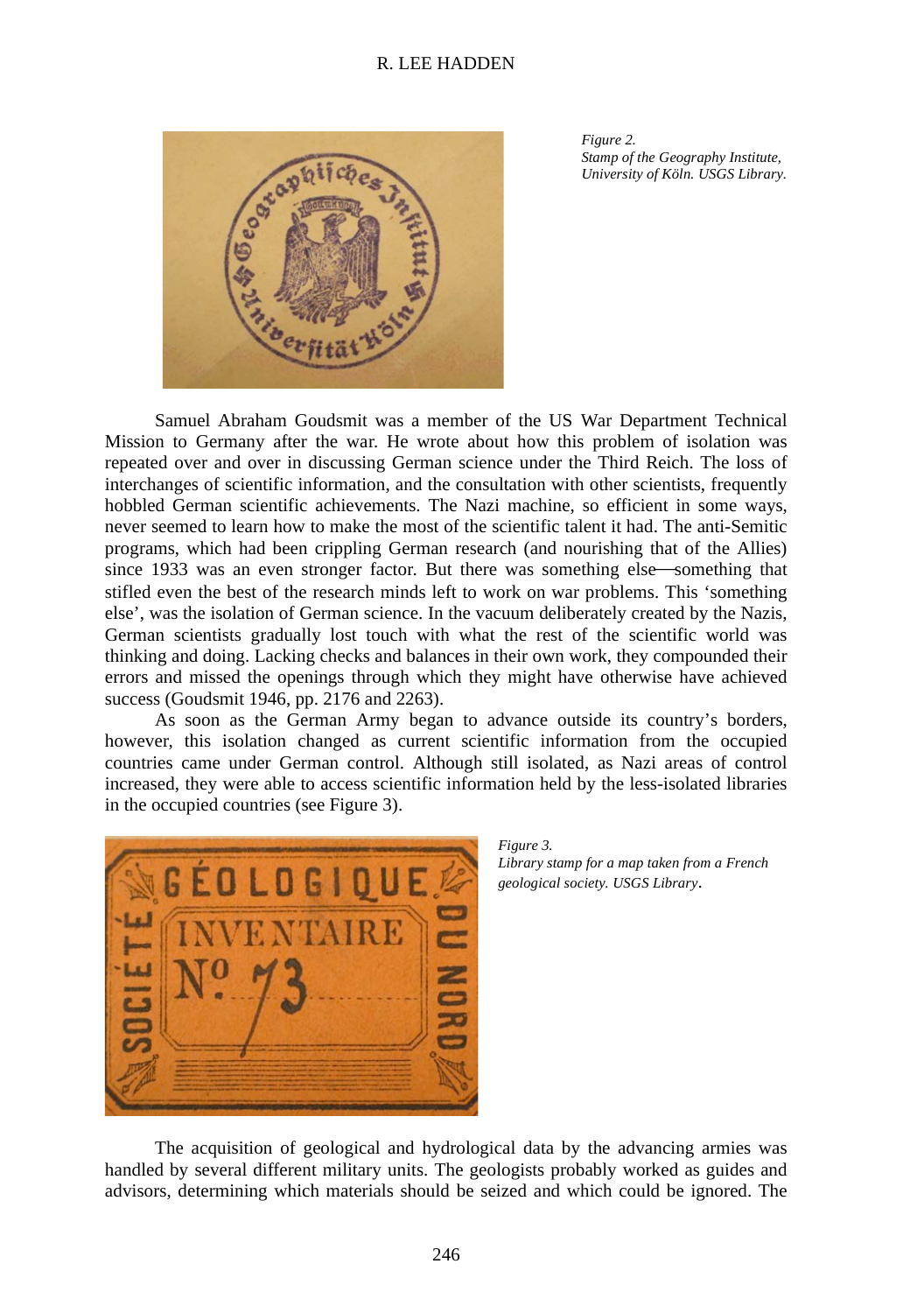*Figure 2.*
*Stamp of the Geography Institute, University of Köln. USGS Library.*

Samuel Abraham Goudsmit was a member of the US War Department Technical Mission to Germany after the war. He wrote about how this problem of isolation was repeated over and over in discussing German science under the Third Reich. The loss of interchanges of scientific information, and the consultation with other scientists, frequently hobbled German scientific achievements. The Nazi machine, so efficient in some ways, never seemed to learn how to make the most of the scientific talent it had. The anti-Semitic programs, which had been crippling German research (and nourishing that of the Allies) since 1933 was an even stronger factor. But there was something else—something that stifled even the best of the research minds left to work on war problems. This 'something else', was the isolation of German science. In the vacuum deliberately created by the Nazis, German scientists gradually lost touch with what the rest of the scientific world was thinking and doing. Lacking checks and balances in their own work, they compounded their errors and missed the openings through which they might have otherwise have achieved success (Goudsmit 1946, pp. 2176 and 2263).

As soon as the German Army began to advance outside its country's borders, however, this isolation changed as current scientific information from the occupied countries came under German control. Although still isolated, as Nazi areas of control increased, they were able to access scientific information held by the less-isolated libraries in the occupied countries (see Figure 3).

*Figure 3.*
*Library stamp for a map taken from a French geological society. USGS Library.*

The acquisition of geological and hydrological data by the advancing armies was handled by several different military units. The geologists probably worked as guides and advisors, determining which materials should be seized and which could be ignored. The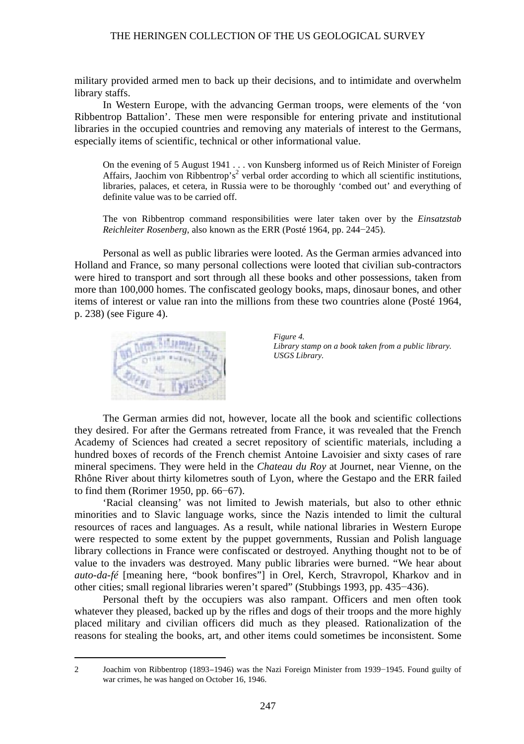military provided armed men to back up their decisions, and to intimidate and overwhelm library staffs.

In Western Europe, with the advancing German troops, were elements of the 'von Ribbentrop Battalion'. These men were responsible for entering private and institutional libraries in the occupied countries and removing any materials of interest to the Germans, especially items of scientific, technical or other informational value.

> On the evening of 5 August 1941 . . . von Kunsberg informed us of Reich Minister of Foreign Affairs, Jaochim von Ribbentrop's[2] verbal order according to which all scientific institutions, libraries, palaces, et cetera, in Russia were to be thoroughly 'combed out' and everything of definite value was to be carried off.
>
> The von Ribbentrop command responsibilities were later taken over by the *Einsatzstab Reichleiter Rosenberg*, also known as the ERR (Posté 1964, pp. 244−245).

Personal as well as public libraries were looted. As the German armies advanced into Holland and France, so many personal collections were looted that civilian sub-contractors were hired to transport and sort through all these books and other possessions, taken from more than 100,000 homes. The confiscated geology books, maps, dinosaur bones, and other items of interest or value ran into the millions from these two countries alone (Posté 1964, p. 238) (see Figure 4).

*Figure 4.*
*Library stamp on a book taken from a public library. USGS Library.*

The German armies did not, however, locate all the book and scientific collections they desired. For after the Germans retreated from France, it was revealed that the French Academy of Sciences had created a secret repository of scientific materials, including a hundred boxes of records of the French chemist Antoine Lavoisier and sixty cases of rare mineral specimens. They were held in the *Chateau du Roy* at Journet, near Vienne, on the Rhône River about thirty kilometres south of Lyon, where the Gestapo and the ERR failed to find them (Rorimer 1950, pp. 66−67).

'Racial cleansing' was not limited to Jewish materials, but also to other ethnic minorities and to Slavic language works, since the Nazis intended to limit the cultural resources of races and languages. As a result, while national libraries in Western Europe were respected to some extent by the puppet governments, Russian and Polish language library collections in France were confiscated or destroyed. Anything thought not to be of value to the invaders was destroyed. Many public libraries were burned. "We hear about *auto-da-fé* [meaning here, "book bonfires"] in Orel, Kerch, Stravropol, Kharkov and in other cities; small regional libraries weren't spared" (Stubbings 1993, pp. 435−436).

Personal theft by the occupiers was also rampant. Officers and men often took whatever they pleased, backed up by the rifles and dogs of their troops and the more highly placed military and civilian officers did much as they pleased. Rationalization of the reasons for stealing the books, art, and other items could sometimes be inconsistent. Some

---

2 Joachim von Ribbentrop (1893–1946) was the Nazi Foreign Minister from 1939−1945. Found guilty of war crimes, he was hanged on October 16, 1946.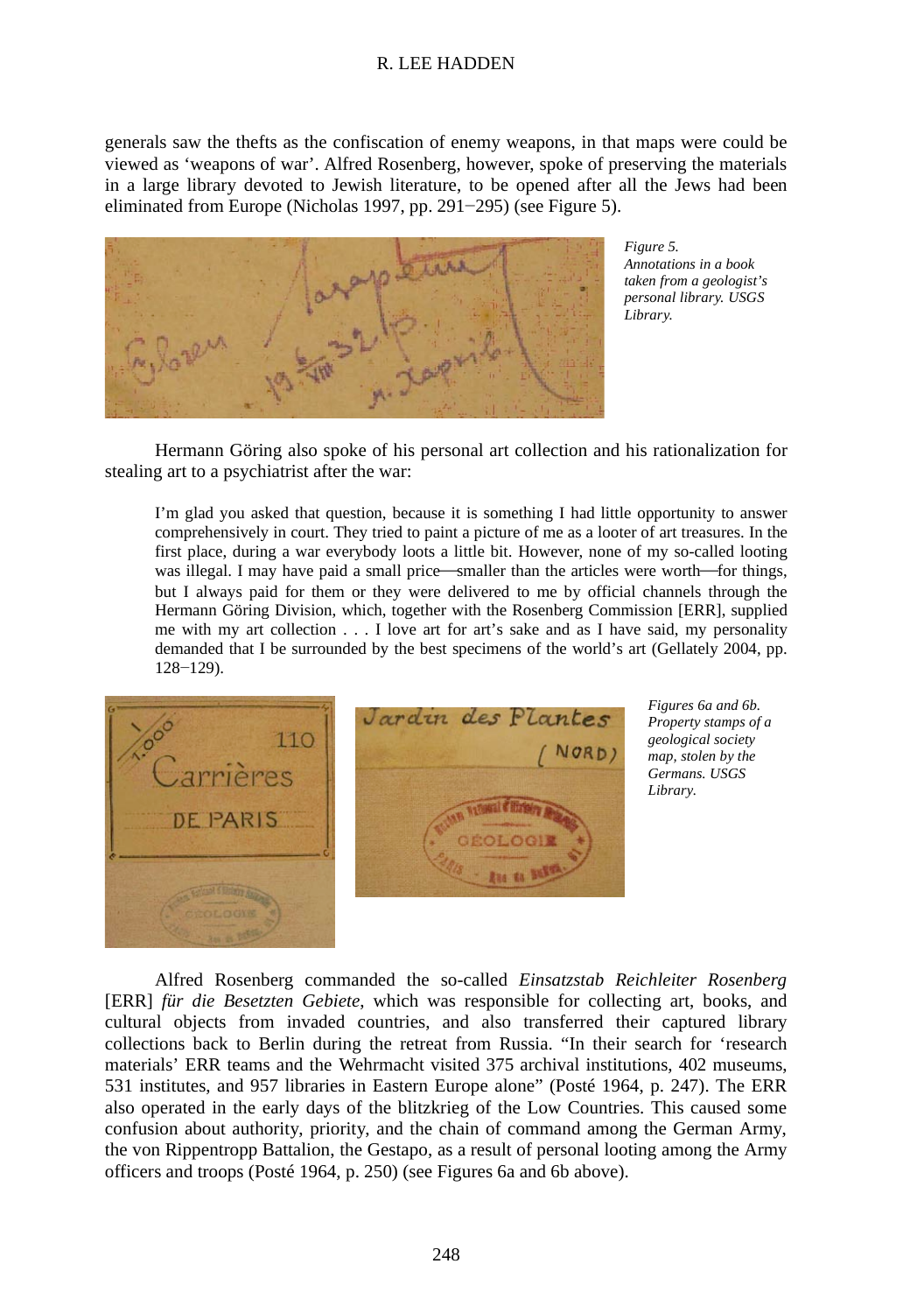generals saw the thefts as the confiscation of enemy weapons, in that maps were could be viewed as 'weapons of war'. Alfred Rosenberg, however, spoke of preserving the materials in a large library devoted to Jewish literature, to be opened after all the Jews had been eliminated from Europe (Nicholas 1997, pp. 291−295) (see Figure 5).

*Figure 5. Annotations in a book taken from a geologist's personal library. USGS Library.*

Hermann Göring also spoke of his personal art collection and his rationalization for stealing art to a psychiatrist after the war:

> I'm glad you asked that question, because it is something I had little opportunity to answer comprehensively in court. They tried to paint a picture of me as a looter of art treasures. In the first place, during a war everybody loots a little bit. However, none of my so-called looting was illegal. I may have paid a small price—smaller than the articles were worth—for things, but I always paid for them or they were delivered to me by official channels through the Hermann Göring Division, which, together with the Rosenberg Commission [ERR], supplied me with my art collection . . . I love art for art's sake and as I have said, my personality demanded that I be surrounded by the best specimens of the world's art (Gellately 2004, pp. 128−129).

*Figures 6a and 6b. Property stamps of a geological society map, stolen by the Germans. USGS Library.*

Alfred Rosenberg commanded the so-called *Einsatzstab Reichleiter Rosenberg* [ERR] *für die Besetzten Gebiete*, which was responsible for collecting art, books, and cultural objects from invaded countries, and also transferred their captured library collections back to Berlin during the retreat from Russia. "In their search for 'research materials' ERR teams and the Wehrmacht visited 375 archival institutions, 402 museums, 531 institutes, and 957 libraries in Eastern Europe alone" (Posté 1964, p. 247). The ERR also operated in the early days of the blitzkrieg of the Low Countries. This caused some confusion about authority, priority, and the chain of command among the German Army, the von Rippentropp Battalion, the Gestapo, as a result of personal looting among the Army officers and troops (Posté 1964, p. 250) (see Figures 6a and 6b above).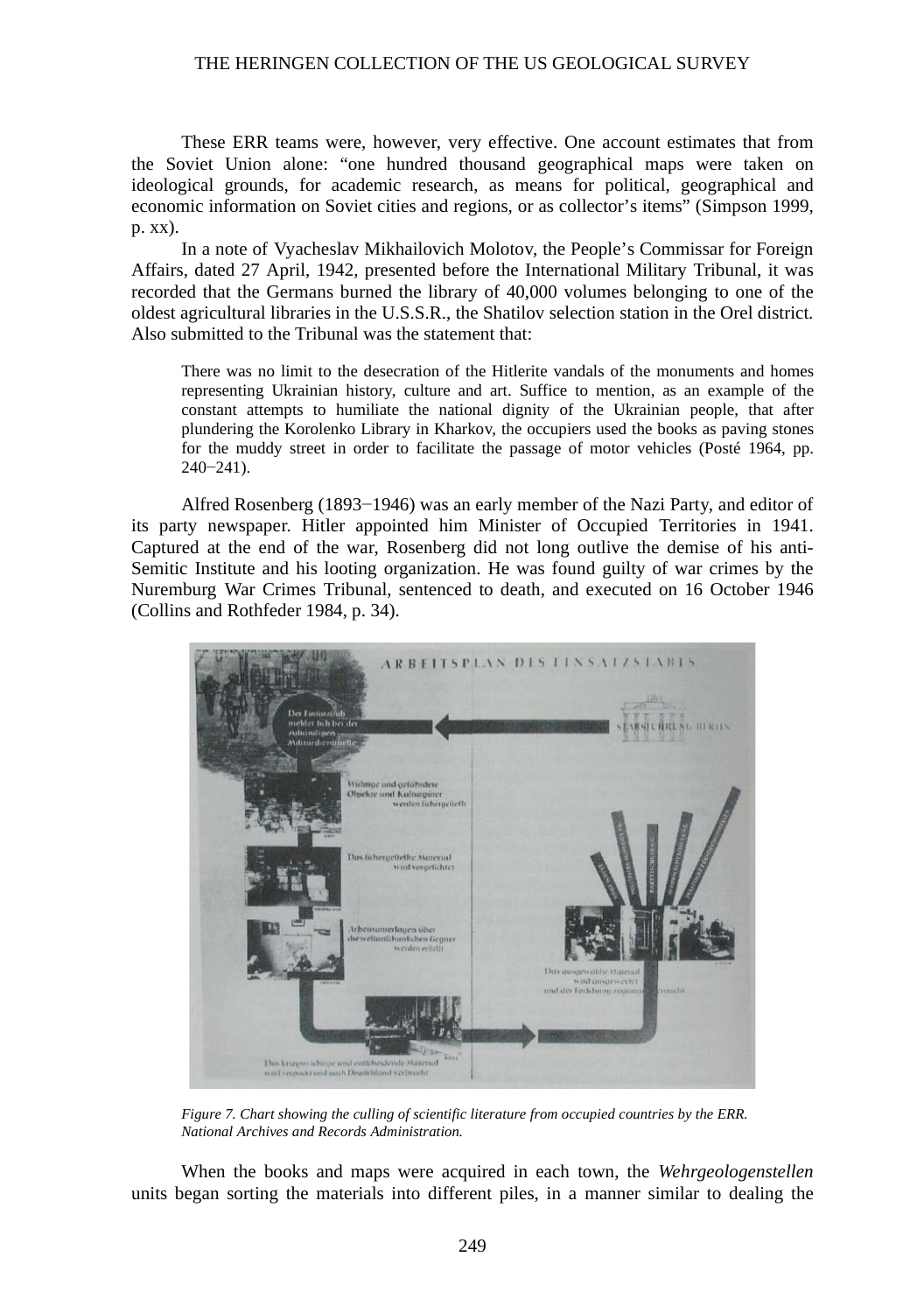These ERR teams were, however, very effective. One account estimates that from the Soviet Union alone: "one hundred thousand geographical maps were taken on ideological grounds, for academic research, as means for political, geographical and economic information on Soviet cities and regions, or as collector's items" (Simpson 1999, p. xx).

In a note of Vyacheslav Mikhailovich Molotov, the People's Commissar for Foreign Affairs, dated 27 April, 1942, presented before the International Military Tribunal, it was recorded that the Germans burned the library of 40,000 volumes belonging to one of the oldest agricultural libraries in the U.S.S.R., the Shatilov selection station in the Orel district. Also submitted to the Tribunal was the statement that:

> There was no limit to the desecration of the Hitlerite vandals of the monuments and homes representing Ukrainian history, culture and art. Suffice to mention, as an example of the constant attempts to humiliate the national dignity of the Ukrainian people, that after plundering the Korolenko Library in Kharkov, the occupiers used the books as paving stones for the muddy street in order to facilitate the passage of motor vehicles (Posté 1964, pp. 240−241).

Alfred Rosenberg (1893−1946) was an early member of the Nazi Party, and editor of its party newspaper. Hitler appointed him Minister of Occupied Territories in 1941. Captured at the end of the war, Rosenberg did not long outlive the demise of his anti-Semitic Institute and his looting organization. He was found guilty of war crimes by the Nuremburg War Crimes Tribunal, sentenced to death, and executed on 16 October 1946 (Collins and Rothfeder 1984, p. 34).

*Figure 7. Chart showing the culling of scientific literature from occupied countries by the ERR. National Archives and Records Administration.*

When the books and maps were acquired in each town, the *Wehrgeologenstellen* units began sorting the materials into different piles, in a manner similar to dealing the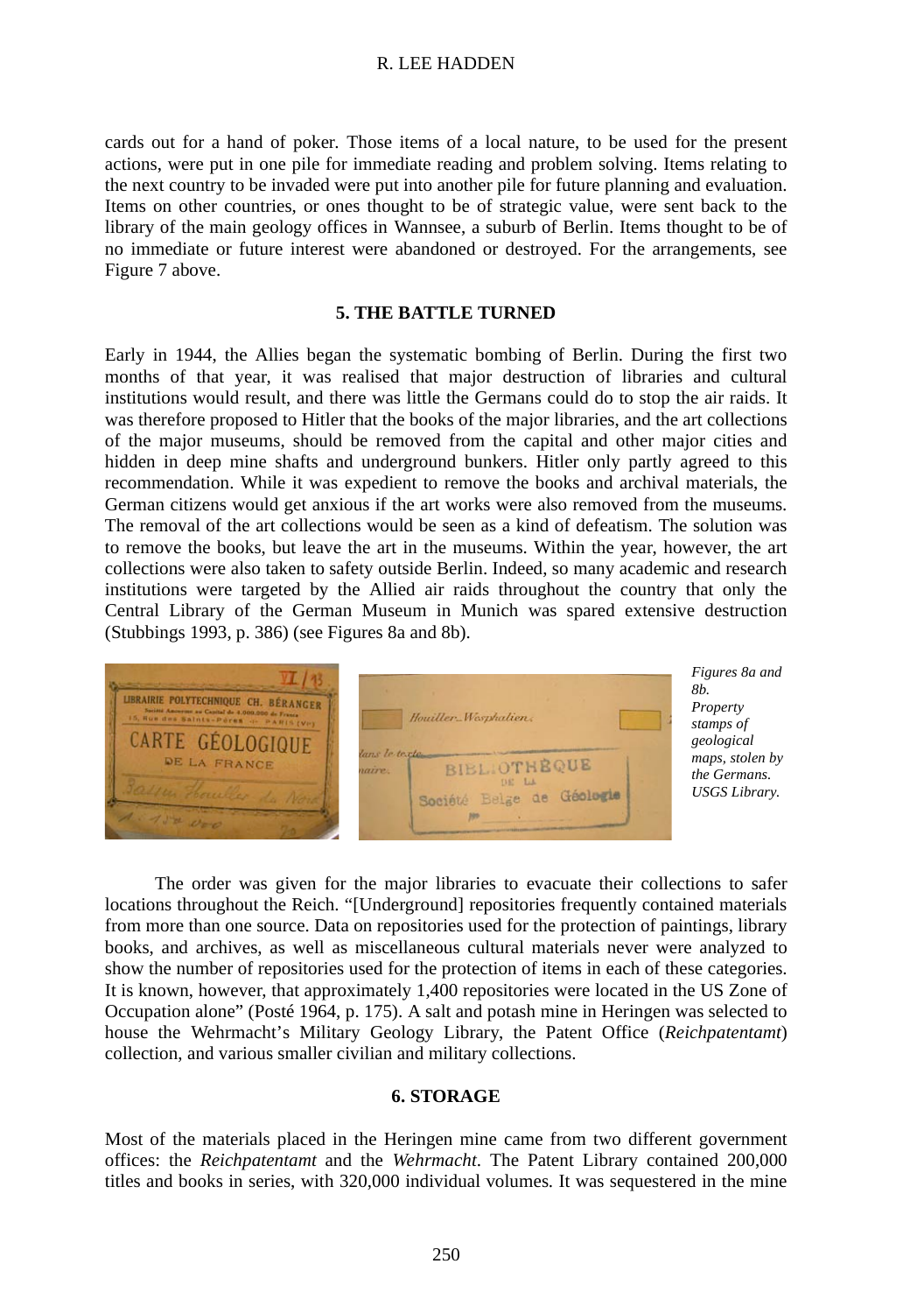cards out for a hand of poker. Those items of a local nature, to be used for the present actions, were put in one pile for immediate reading and problem solving. Items relating to the next country to be invaded were put into another pile for future planning and evaluation. Items on other countries, or ones thought to be of strategic value, were sent back to the library of the main geology offices in Wannsee, a suburb of Berlin. Items thought to be of no immediate or future interest were abandoned or destroyed. For the arrangements, see Figure 7 above.

## 5. THE BATTLE TURNED

Early in 1944, the Allies began the systematic bombing of Berlin. During the first two months of that year, it was realised that major destruction of libraries and cultural institutions would result, and there was little the Germans could do to stop the air raids. It was therefore proposed to Hitler that the books of the major libraries, and the art collections of the major museums, should be removed from the capital and other major cities and hidden in deep mine shafts and underground bunkers. Hitler only partly agreed to this recommendation. While it was expedient to remove the books and archival materials, the German citizens would get anxious if the art works were also removed from the museums. The removal of the art collections would be seen as a kind of defeatism. The solution was to remove the books, but leave the art in the museums. Within the year, however, the art collections were also taken to safety outside Berlin. Indeed, so many academic and research institutions were targeted by the Allied air raids throughout the country that only the Central Library of the German Museum in Munich was spared extensive destruction (Stubbings 1993, p. 386) (see Figures 8a and 8b).

*Figures 8a and 8b. Property stamps of geological maps, stolen by the Germans. USGS Library.*

The order was given for the major libraries to evacuate their collections to safer locations throughout the Reich. "[Underground] repositories frequently contained materials from more than one source. Data on repositories used for the protection of paintings, library books, and archives, as well as miscellaneous cultural materials never were analyzed to show the number of repositories used for the protection of items in each of these categories. It is known, however, that approximately 1,400 repositories were located in the US Zone of Occupation alone" (Posté 1964, p. 175). A salt and potash mine in Heringen was selected to house the Wehrmacht's Military Geology Library, the Patent Office (*Reichpatentamt*) collection, and various smaller civilian and military collections.

## 6. STORAGE

Most of the materials placed in the Heringen mine came from two different government offices: the *Reichpatentamt* and the *Wehrmacht*. The Patent Library contained 200,000 titles and books in series, with 320,000 individual volumes. It was sequestered in the mine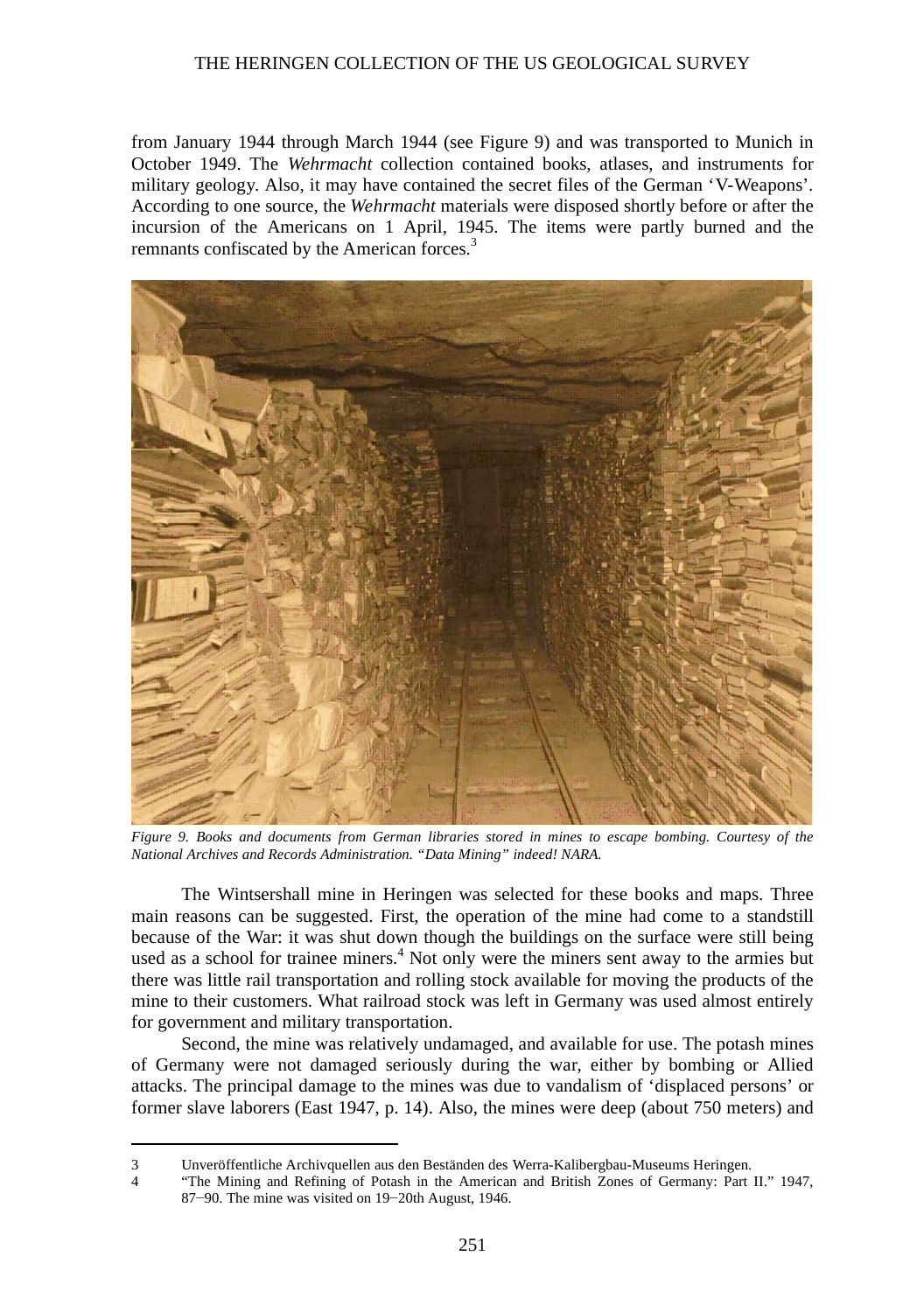from January 1944 through March 1944 (see Figure 9) and was transported to Munich in October 1949. The *Wehrmacht* collection contained books, atlases, and instruments for military geology. Also, it may have contained the secret files of the German 'V-Weapons'. According to one source, the *Wehrmacht* materials were disposed shortly before or after the incursion of the Americans on 1 April, 1945. The items were partly burned and the remnants confiscated by the American forces.[3]

*Figure 9. Books and documents from German libraries stored in mines to escape bombing. Courtesy of the National Archives and Records Administration. "Data Mining" indeed! NARA.*

The Wintsershall mine in Heringen was selected for these books and maps. Three main reasons can be suggested. First, the operation of the mine had come to a standstill because of the War: it was shut down though the buildings on the surface were still being used as a school for trainee miners.[4] Not only were the miners sent away to the armies but there was little rail transportation and rolling stock available for moving the products of the mine to their customers. What railroad stock was left in Germany was used almost entirely for government and military transportation.

Second, the mine was relatively undamaged, and available for use. The potash mines of Germany were not damaged seriously during the war, either by bombing or Allied attacks. The principal damage to the mines was due to vandalism of 'displaced persons' or former slave laborers (East 1947, p. 14). Also, the mines were deep (about 750 meters) and

---

3 Unveröffentliche Archivquellen aus den Beständen des Werra-Kalibergbau-Museums Heringen.

4 "The Mining and Refining of Potash in the American and British Zones of Germany: Part II." 1947, 87−90. The mine was visited on 19−20th August, 1946.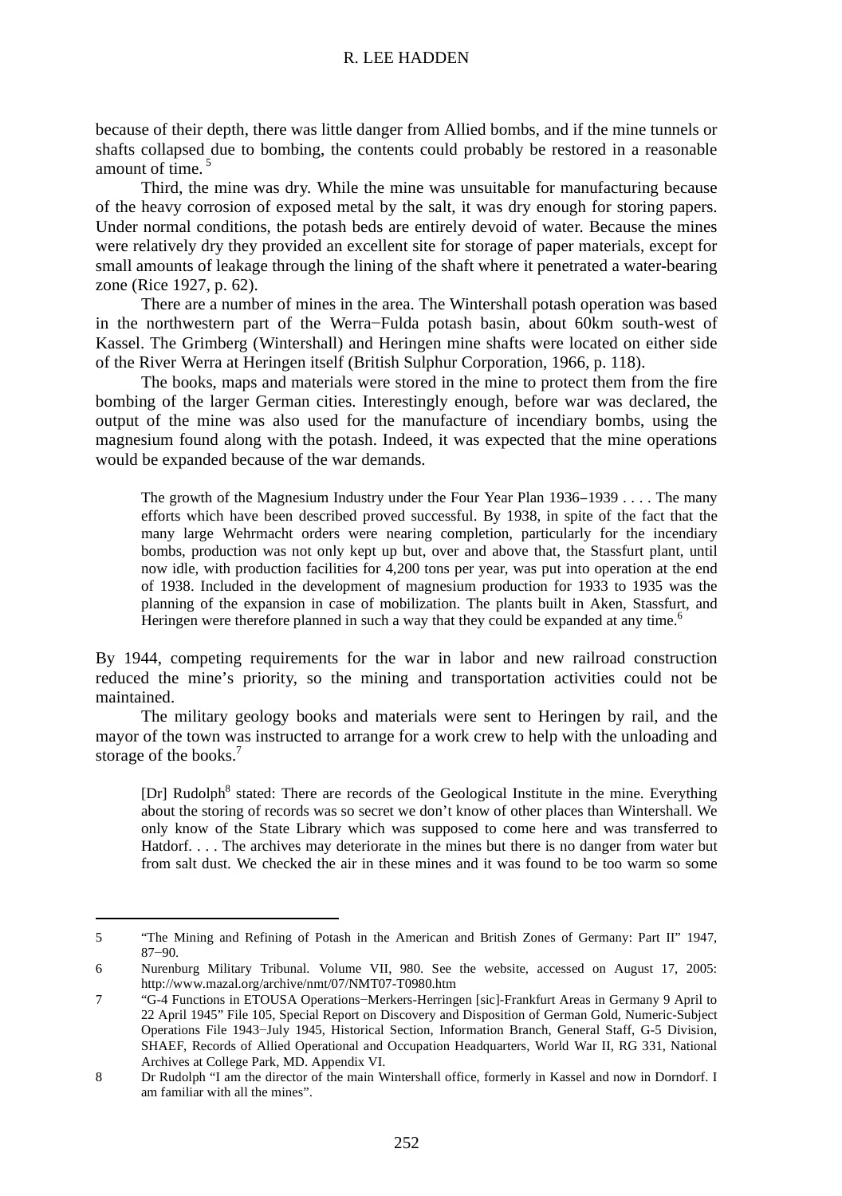because of their depth, there was little danger from Allied bombs, and if the mine tunnels or shafts collapsed due to bombing, the contents could probably be restored in a reasonable amount of time.[5]

Third, the mine was dry. While the mine was unsuitable for manufacturing because of the heavy corrosion of exposed metal by the salt, it was dry enough for storing papers. Under normal conditions, the potash beds are entirely devoid of water. Because the mines were relatively dry they provided an excellent site for storage of paper materials, except for small amounts of leakage through the lining of the shaft where it penetrated a water-bearing zone (Rice 1927, p. 62).

There are a number of mines in the area. The Wintershall potash operation was based in the northwestern part of the Werra−Fulda potash basin, about 60km south-west of Kassel. The Grimberg (Wintershall) and Heringen mine shafts were located on either side of the River Werra at Heringen itself (British Sulphur Corporation, 1966, p. 118).

The books, maps and materials were stored in the mine to protect them from the fire bombing of the larger German cities. Interestingly enough, before war was declared, the output of the mine was also used for the manufacture of incendiary bombs, using the magnesium found along with the potash. Indeed, it was expected that the mine operations would be expanded because of the war demands.

> The growth of the Magnesium Industry under the Four Year Plan 1936–1939 . . . . The many efforts which have been described proved successful. By 1938, in spite of the fact that the many large Wehrmacht orders were nearing completion, particularly for the incendiary bombs, production was not only kept up but, over and above that, the Stassfurt plant, until now idle, with production facilities for 4,200 tons per year, was put into operation at the end of 1938. Included in the development of magnesium production for 1933 to 1935 was the planning of the expansion in case of mobilization. The plants built in Aken, Stassfurt, and Heringen were therefore planned in such a way that they could be expanded at any time.[6]

By 1944, competing requirements for the war in labor and new railroad construction reduced the mine's priority, so the mining and transportation activities could not be maintained.

The military geology books and materials were sent to Heringen by rail, and the mayor of the town was instructed to arrange for a work crew to help with the unloading and storage of the books.[7]

> [Dr] Rudolph[8] stated: There are records of the Geological Institute in the mine. Everything about the storing of records was so secret we don't know of other places than Wintershall. We only know of the State Library which was supposed to come here and was transferred to Hatdorf. . . . The archives may deteriorate in the mines but there is no danger from water but from salt dust. We checked the air in these mines and it was found to be too warm so some

---

5 "The Mining and Refining of Potash in the American and British Zones of Germany: Part II" 1947, 87−90.

6 Nurenburg Military Tribunal. Volume VII, 980. See the website, accessed on August 17, 2005: http://www.mazal.org/archive/nmt/07/NMT07-T0980.htm

7 "G-4 Functions in ETOUSA Operations−Merkers-Herringen [sic]-Frankfurt Areas in Germany 9 April to 22 April 1945" File 105, Special Report on Discovery and Disposition of German Gold, Numeric-Subject Operations File 1943−July 1945, Historical Section, Information Branch, General Staff, G-5 Division, SHAEF, Records of Allied Operational and Occupation Headquarters, World War II, RG 331, National Archives at College Park, MD. Appendix VI.

8 Dr Rudolph "I am the director of the main Wintershall office, formerly in Kassel and now in Dorndorf. I am familiar with all the mines".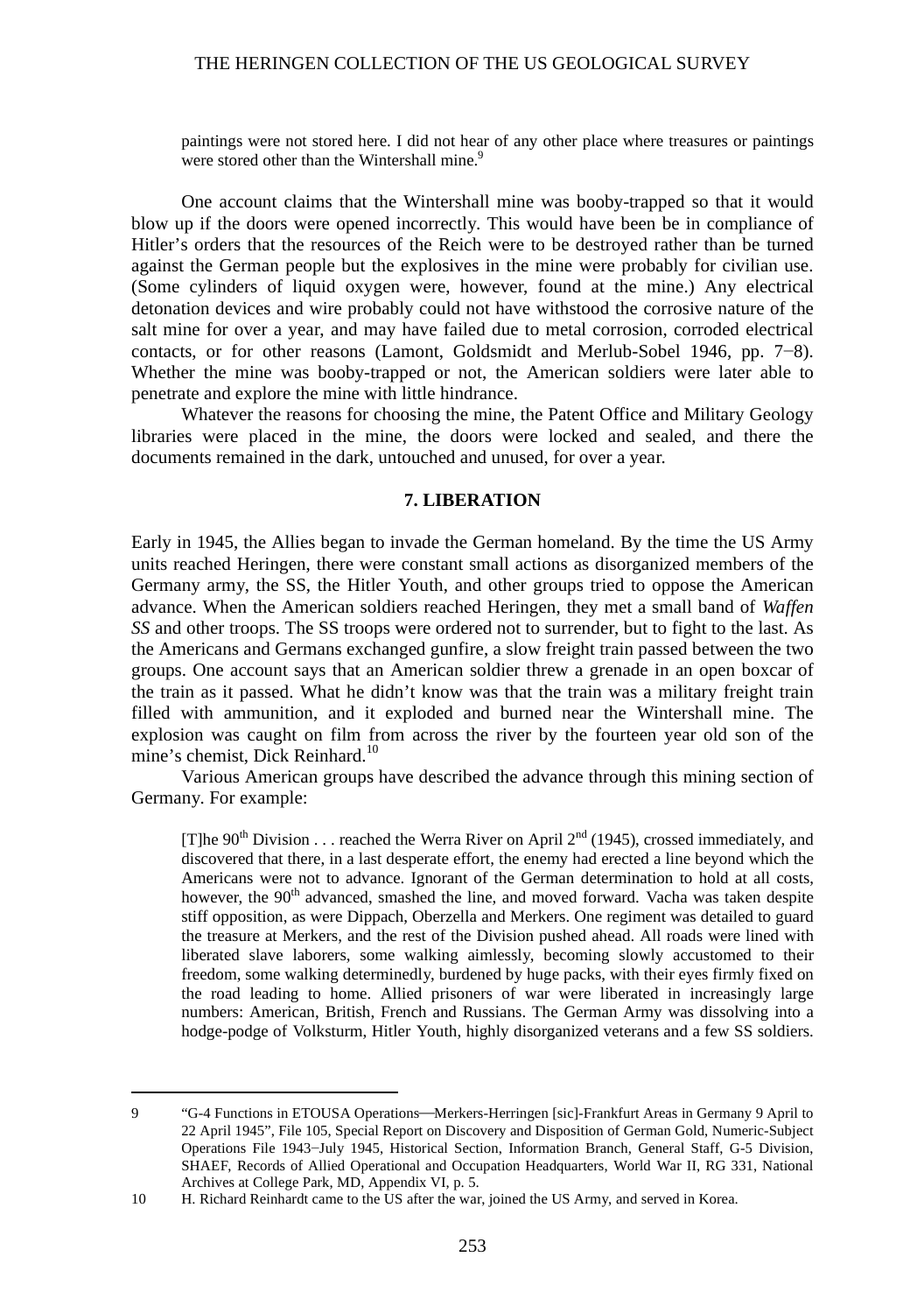paintings were not stored here. I did not hear of any other place where treasures or paintings were stored other than the Wintershall mine.[9]

One account claims that the Wintershall mine was booby-trapped so that it would blow up if the doors were opened incorrectly. This would have been be in compliance of Hitler's orders that the resources of the Reich were to be destroyed rather than be turned against the German people but the explosives in the mine were probably for civilian use. (Some cylinders of liquid oxygen were, however, found at the mine.) Any electrical detonation devices and wire probably could not have withstood the corrosive nature of the salt mine for over a year, and may have failed due to metal corrosion, corroded electrical contacts, or for other reasons (Lamont, Goldsmidt and Merlub-Sobel 1946, pp. 7−8). Whether the mine was booby-trapped or not, the American soldiers were later able to penetrate and explore the mine with little hindrance.

Whatever the reasons for choosing the mine, the Patent Office and Military Geology libraries were placed in the mine, the doors were locked and sealed, and there the documents remained in the dark, untouched and unused, for over a year.

## 7. LIBERATION

Early in 1945, the Allies began to invade the German homeland. By the time the US Army units reached Heringen, there were constant small actions as disorganized members of the Germany army, the SS, the Hitler Youth, and other groups tried to oppose the American advance. When the American soldiers reached Heringen, they met a small band of *Waffen SS* and other troops. The SS troops were ordered not to surrender, but to fight to the last. As the Americans and Germans exchanged gunfire, a slow freight train passed between the two groups. One account says that an American soldier threw a grenade in an open boxcar of the train as it passed. What he didn't know was that the train was a military freight train filled with ammunition, and it exploded and burned near the Wintershall mine. The explosion was caught on film from across the river by the fourteen year old son of the mine's chemist, Dick Reinhard.[10]

Various American groups have described the advance through this mining section of Germany. For example:

> [T]he 90th Division . . . reached the Werra River on April 2nd (1945), crossed immediately, and discovered that there, in a last desperate effort, the enemy had erected a line beyond which the Americans were not to advance. Ignorant of the German determination to hold at all costs, however, the 90th advanced, smashed the line, and moved forward. Vacha was taken despite stiff opposition, as were Dippach, Oberzella and Merkers. One regiment was detailed to guard the treasure at Merkers, and the rest of the Division pushed ahead. All roads were lined with liberated slave laborers, some walking aimlessly, becoming slowly accustomed to their freedom, some walking determinedly, burdened by huge packs, with their eyes firmly fixed on the road leading to home. Allied prisoners of war were liberated in increasingly large numbers: American, British, French and Russians. The German Army was dissolving into a hodge-podge of Volksturm, Hitler Youth, highly disorganized veterans and a few SS soldiers.

---

9 "G-4 Functions in ETOUSA Operations—Merkers-Herringen [sic]-Frankfurt Areas in Germany 9 April to 22 April 1945", File 105, Special Report on Discovery and Disposition of German Gold, Numeric-Subject Operations File 1943−July 1945, Historical Section, Information Branch, General Staff, G-5 Division, SHAEF, Records of Allied Operational and Occupation Headquarters, World War II, RG 331, National Archives at College Park, MD, Appendix VI, p. 5.

10 H. Richard Reinhardt came to the US after the war, joined the US Army, and served in Korea.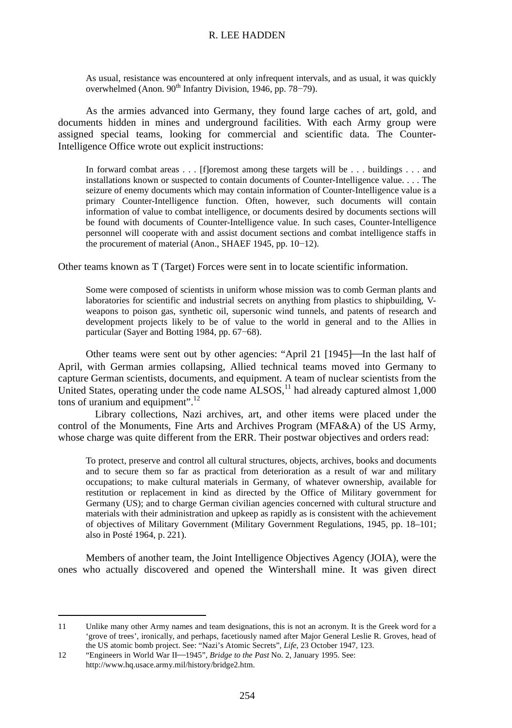> As usual, resistance was encountered at only infrequent intervals, and as usual, it was quickly overwhelmed (Anon. 90th Infantry Division, 1946, pp. 78−79).

As the armies advanced into Germany, they found large caches of art, gold, and documents hidden in mines and underground facilities. With each Army group were assigned special teams, looking for commercial and scientific data. The Counter-Intelligence Office wrote out explicit instructions:

> In forward combat areas . . . [f]oremost among these targets will be . . . buildings . . . and installations known or suspected to contain documents of Counter-Intelligence value. . . . The seizure of enemy documents which may contain information of Counter-Intelligence value is a primary Counter-Intelligence function. Often, however, such documents will contain information of value to combat intelligence, or documents desired by documents sections will be found with documents of Counter-Intelligence value. In such cases, Counter-Intelligence personnel will cooperate with and assist document sections and combat intelligence staffs in the procurement of material (Anon., SHAEF 1945, pp. 10−12).

Other teams known as T (Target) Forces were sent in to locate scientific information.

> Some were composed of scientists in uniform whose mission was to comb German plants and laboratories for scientific and industrial secrets on anything from plastics to shipbuilding, V-weapons to poison gas, synthetic oil, supersonic wind tunnels, and patents of research and development projects likely to be of value to the world in general and to the Allies in particular (Sayer and Botting 1984, pp. 67−68).

Other teams were sent out by other agencies: “April 21 [1945]—In the last half of April, with German armies collapsing, Allied technical teams moved into Germany to capture German scientists, documents, and equipment. A team of nuclear scientists from the United States, operating under the code name ALSOS,[11] had already captured almost 1,000 tons of uranium and equipment”.[12]

Library collections, Nazi archives, art, and other items were placed under the control of the Monuments, Fine Arts and Archives Program (MFA&A) of the US Army, whose charge was quite different from the ERR. Their postwar objectives and orders read:

> To protect, preserve and control all cultural structures, objects, archives, books and documents and to secure them so far as practical from deterioration as a result of war and military occupations; to make cultural materials in Germany, of whatever ownership, available for restitution or replacement in kind as directed by the Office of Military government for Germany (US); and to charge German civilian agencies concerned with cultural structure and materials with their administration and upkeep as rapidly as is consistent with the achievement of objectives of Military Government (Military Government Regulations, 1945, pp. 18–101; also in Posté 1964, p. 221).

Members of another team, the Joint Intelligence Objectives Agency (JOIA), were the ones who actually discovered and opened the Wintershall mine. It was given direct

---

11 Unlike many other Army names and team designations, this is not an acronym. It is the Greek word for a ‘grove of trees’, ironically, and perhaps, facetiously named after Major General Leslie R. Groves, head of the US atomic bomb project. See: “Nazi’s Atomic Secrets”, *Life*, 23 October 1947, 123.

12 “Engineers in World War II—1945”, *Bridge to the Past* No. 2, January 1995. See: http://www.hq.usace.army.mil/history/bridge2.htm.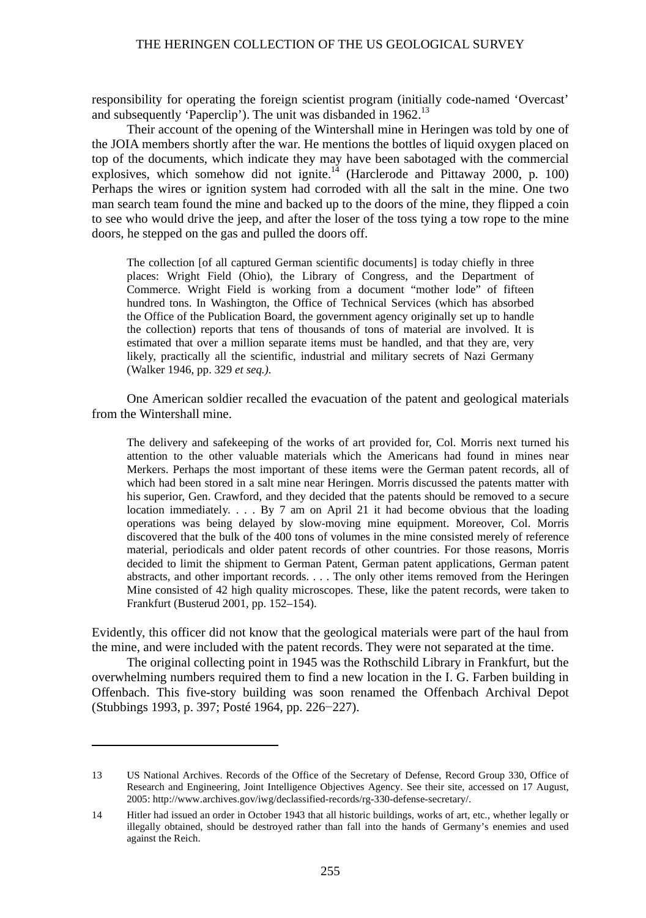responsibility for operating the foreign scientist program (initially code-named 'Overcast' and subsequently 'Paperclip'). The unit was disbanded in 1962.[13]

Their account of the opening of the Wintershall mine in Heringen was told by one of the JOIA members shortly after the war. He mentions the bottles of liquid oxygen placed on top of the documents, which indicate they may have been sabotaged with the commercial explosives, which somehow did not ignite.[14] (Harclerode and Pittaway 2000, p. 100) Perhaps the wires or ignition system had corroded with all the salt in the mine. One two man search team found the mine and backed up to the doors of the mine, they flipped a coin to see who would drive the jeep, and after the loser of the toss tying a tow rope to the mine doors, he stepped on the gas and pulled the doors off.

> The collection [of all captured German scientific documents] is today chiefly in three places: Wright Field (Ohio), the Library of Congress, and the Department of Commerce. Wright Field is working from a document "mother lode" of fifteen hundred tons. In Washington, the Office of Technical Services (which has absorbed the Office of the Publication Board, the government agency originally set up to handle the collection) reports that tens of thousands of tons of material are involved. It is estimated that over a million separate items must be handled, and that they are, very likely, practically all the scientific, industrial and military secrets of Nazi Germany (Walker 1946, pp. 329 *et seq.)*.

One American soldier recalled the evacuation of the patent and geological materials from the Wintershall mine.

> The delivery and safekeeping of the works of art provided for, Col. Morris next turned his attention to the other valuable materials which the Americans had found in mines near Merkers. Perhaps the most important of these items were the German patent records, all of which had been stored in a salt mine near Heringen. Morris discussed the patents matter with his superior, Gen. Crawford, and they decided that the patents should be removed to a secure location immediately. . . . By 7 am on April 21 it had become obvious that the loading operations was being delayed by slow-moving mine equipment. Moreover, Col. Morris discovered that the bulk of the 400 tons of volumes in the mine consisted merely of reference material, periodicals and older patent records of other countries. For those reasons, Morris decided to limit the shipment to German Patent, German patent applications, German patent abstracts, and other important records. . . . The only other items removed from the Heringen Mine consisted of 42 high quality microscopes. These, like the patent records, were taken to Frankfurt (Busterud 2001, pp. 152–154).

Evidently, this officer did not know that the geological materials were part of the haul from the mine, and were included with the patent records. They were not separated at the time.

The original collecting point in 1945 was the Rothschild Library in Frankfurt, but the overwhelming numbers required them to find a new location in the I. G. Farben building in Offenbach. This five-story building was soon renamed the Offenbach Archival Depot (Stubbings 1993, p. 397; Posté 1964, pp. 226−227).

---

13 US National Archives. Records of the Office of the Secretary of Defense, Record Group 330, Office of Research and Engineering, Joint Intelligence Objectives Agency. See their site, accessed on 17 August, 2005: http://www.archives.gov/iwg/declassified-records/rg-330-defense-secretary/.

14 Hitler had issued an order in October 1943 that all historic buildings, works of art, etc., whether legally or illegally obtained, should be destroyed rather than fall into the hands of Germany's enemies and used against the Reich.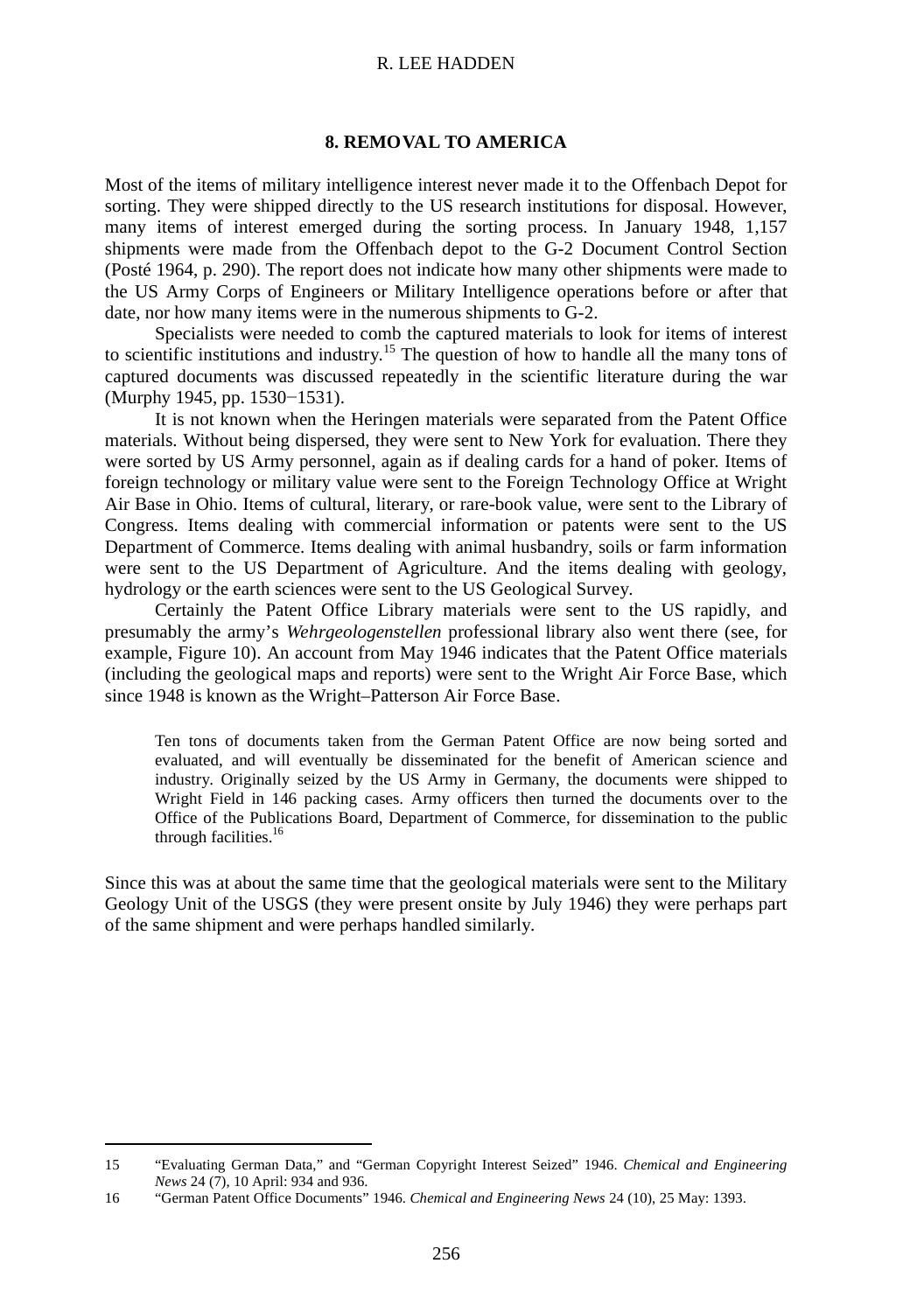## 8. REMOVAL TO AMERICA

Most of the items of military intelligence interest never made it to the Offenbach Depot for sorting. They were shipped directly to the US research institutions for disposal. However, many items of interest emerged during the sorting process. In January 1948, 1,157 shipments were made from the Offenbach depot to the G-2 Document Control Section (Posté 1964, p. 290). The report does not indicate how many other shipments were made to the US Army Corps of Engineers or Military Intelligence operations before or after that date, nor how many items were in the numerous shipments to G-2.

Specialists were needed to comb the captured materials to look for items of interest to scientific institutions and industry.[15] The question of how to handle all the many tons of captured documents was discussed repeatedly in the scientific literature during the war (Murphy 1945, pp. 1530−1531).

It is not known when the Heringen materials were separated from the Patent Office materials. Without being dispersed, they were sent to New York for evaluation. There they were sorted by US Army personnel, again as if dealing cards for a hand of poker. Items of foreign technology or military value were sent to the Foreign Technology Office at Wright Air Base in Ohio. Items of cultural, literary, or rare-book value, were sent to the Library of Congress. Items dealing with commercial information or patents were sent to the US Department of Commerce. Items dealing with animal husbandry, soils or farm information were sent to the US Department of Agriculture. And the items dealing with geology, hydrology or the earth sciences were sent to the US Geological Survey.

Certainly the Patent Office Library materials were sent to the US rapidly, and presumably the army's *Wehrgeologenstellen* professional library also went there (see, for example, Figure 10). An account from May 1946 indicates that the Patent Office materials (including the geological maps and reports) were sent to the Wright Air Force Base, which since 1948 is known as the Wright–Patterson Air Force Base.

> Ten tons of documents taken from the German Patent Office are now being sorted and evaluated, and will eventually be disseminated for the benefit of American science and industry. Originally seized by the US Army in Germany, the documents were shipped to Wright Field in 146 packing cases. Army officers then turned the documents over to the Office of the Publications Board, Department of Commerce, for dissemination to the public through facilities.[16]

Since this was at about the same time that the geological materials were sent to the Military Geology Unit of the USGS (they were present onsite by July 1946) they were perhaps part of the same shipment and were perhaps handled similarly.

---

15 "Evaluating German Data," and "German Copyright Interest Seized" 1946. *Chemical and Engineering News* 24 (7), 10 April: 934 and 936.

16 "German Patent Office Documents" 1946. *Chemical and Engineering News* 24 (10), 25 May: 1393.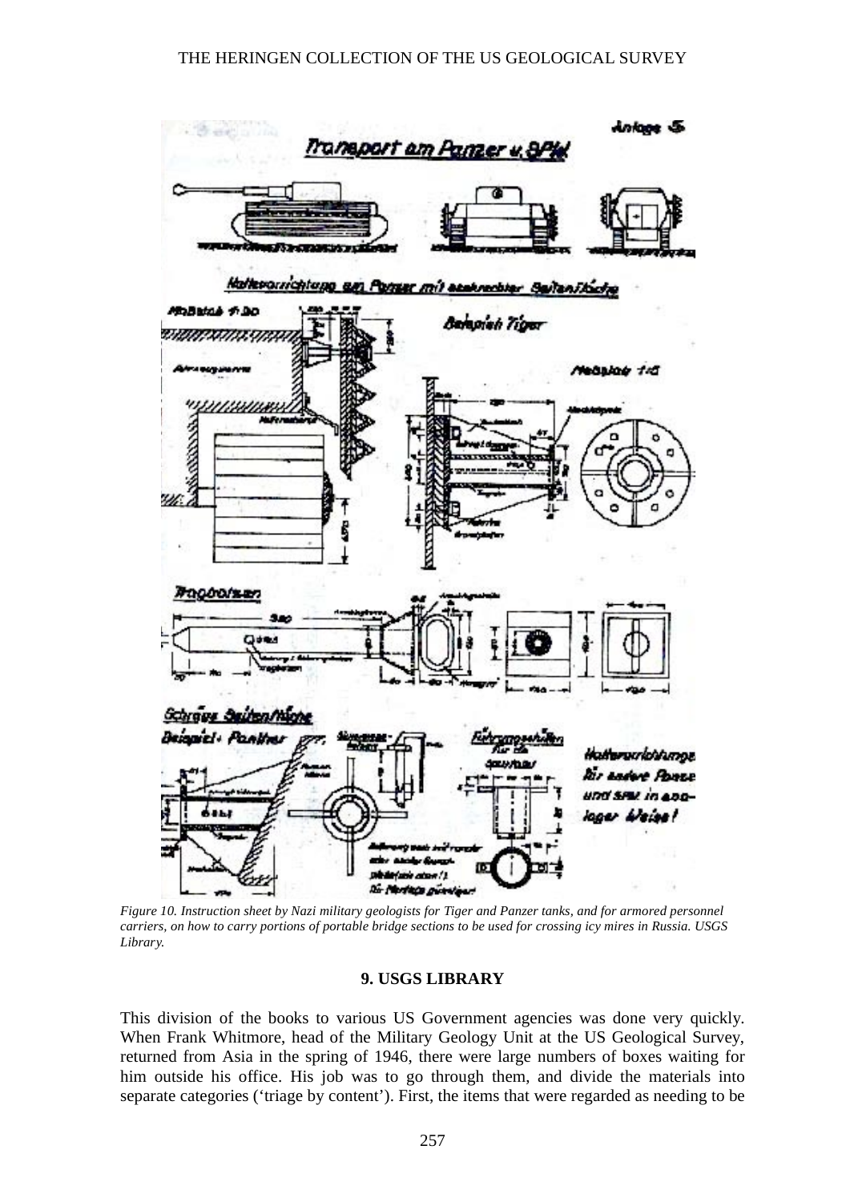*Figure 10. Instruction sheet by Nazi military geologists for Tiger and Panzer tanks, and for armored personnel carriers, on how to carry portions of portable bridge sections to be used for crossing icy mires in Russia. USGS Library.*

## 9. USGS LIBRARY

This division of the books to various US Government agencies was done very quickly. When Frank Whitmore, head of the Military Geology Unit at the US Geological Survey, returned from Asia in the spring of 1946, there were large numbers of boxes waiting for him outside his office. His job was to go through them, and divide the materials into separate categories ('triage by content'). First, the items that were regarded as needing to be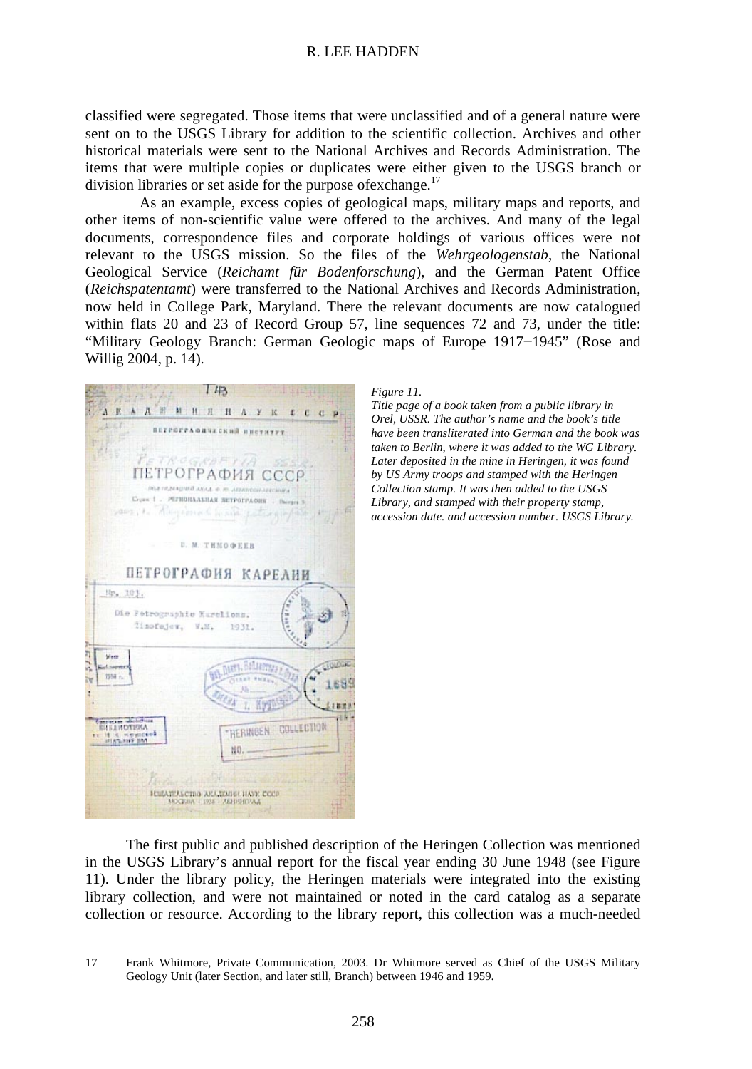classified were segregated. Those items that were unclassified and of a general nature were sent on to the USGS Library for addition to the scientific collection. Archives and other historical materials were sent to the National Archives and Records Administration. The items that were multiple copies or duplicates were either given to the USGS branch or division libraries or set aside for the purpose ofexchange.[17]

As an example, excess copies of geological maps, military maps and reports, and other items of non-scientific value were offered to the archives. And many of the legal documents, correspondence files and corporate holdings of various offices were not relevant to the USGS mission. So the files of the *Wehrgeologenstab*, the National Geological Service (*Reichamt für Bodenforschung*), and the German Patent Office (*Reichspatentamt*) were transferred to the National Archives and Records Administration, now held in College Park, Maryland. There the relevant documents are now catalogued within flats 20 and 23 of Record Group 57, line sequences 72 and 73, under the title: "Military Geology Branch: German Geologic maps of Europe 1917−1945" (Rose and Willig 2004, p. 14).

*Figure 11.*
*Title page of a book taken from a public library in Orel, USSR. The author's name and the book's title have been transliterated into German and the book was taken to Berlin, where it was added to the WG Library. Later deposited in the mine in Heringen, it was found by US Army troops and stamped with the Heringen Collection stamp. It was then added to the USGS Library, and stamped with their property stamp, accession date. and accession number. USGS Library.*

The first public and published description of the Heringen Collection was mentioned in the USGS Library's annual report for the fiscal year ending 30 June 1948 (see Figure 11). Under the library policy, the Heringen materials were integrated into the existing library collection, and were not maintained or noted in the card catalog as a separate collection or resource. According to the library report, this collection was a much-needed

17 Frank Whitmore, Private Communication, 2003. Dr Whitmore served as Chief of the USGS Military Geology Unit (later Section, and later still, Branch) between 1946 and 1959.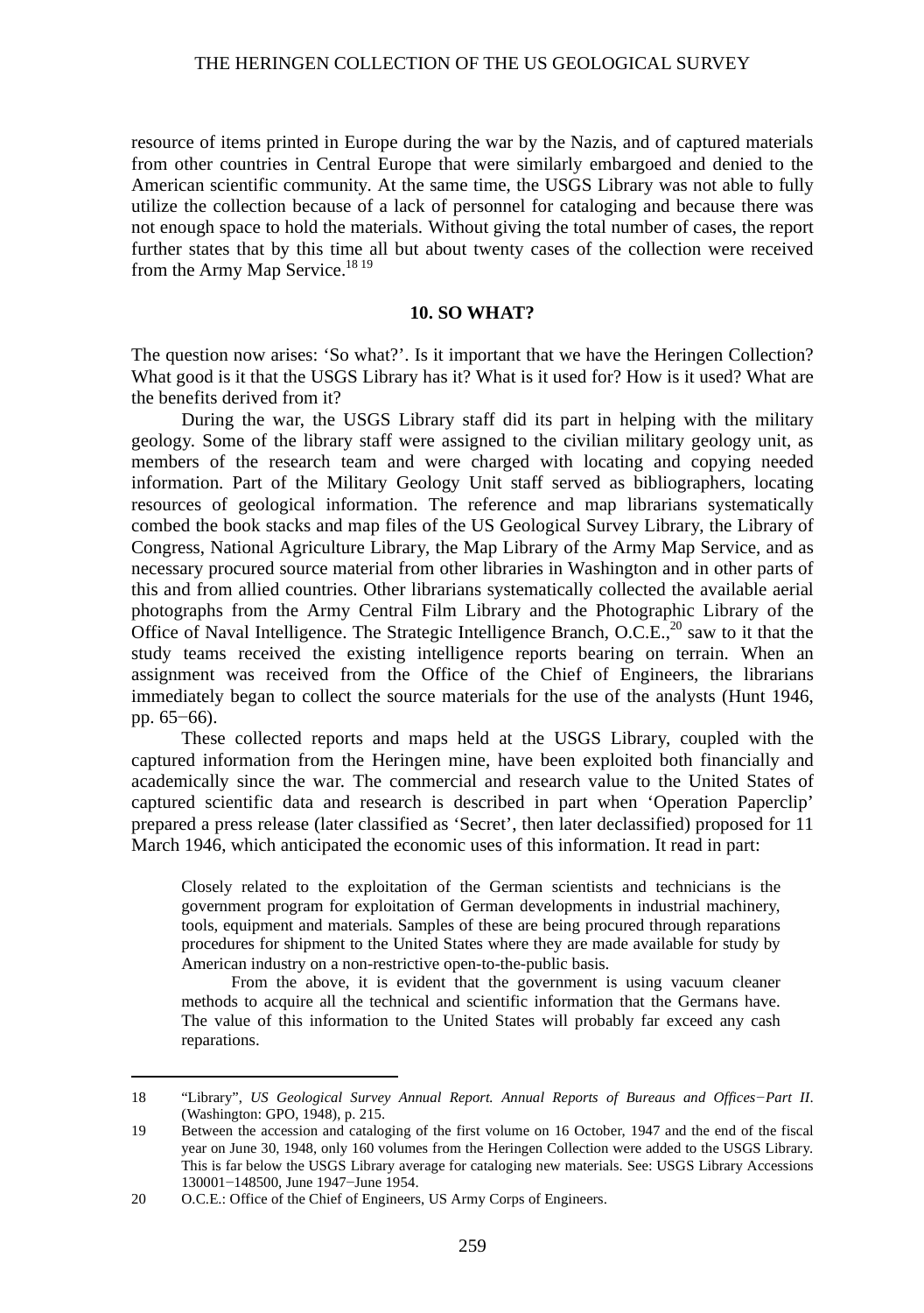resource of items printed in Europe during the war by the Nazis, and of captured materials from other countries in Central Europe that were similarly embargoed and denied to the American scientific community. At the same time, the USGS Library was not able to fully utilize the collection because of a lack of personnel for cataloging and because there was not enough space to hold the materials. Without giving the total number of cases, the report further states that by this time all but about twenty cases of the collection were received from the Army Map Service.[18 19]

## 10. SO WHAT?

The question now arises: 'So what?'. Is it important that we have the Heringen Collection? What good is it that the USGS Library has it? What is it used for? How is it used? What are the benefits derived from it?

During the war, the USGS Library staff did its part in helping with the military geology. Some of the library staff were assigned to the civilian military geology unit, as members of the research team and were charged with locating and copying needed information. Part of the Military Geology Unit staff served as bibliographers, locating resources of geological information. The reference and map librarians systematically combed the book stacks and map files of the US Geological Survey Library, the Library of Congress, National Agriculture Library, the Map Library of the Army Map Service, and as necessary procured source material from other libraries in Washington and in other parts of this and from allied countries. Other librarians systematically collected the available aerial photographs from the Army Central Film Library and the Photographic Library of the Office of Naval Intelligence. The Strategic Intelligence Branch, O.C.E.,[20] saw to it that the study teams received the existing intelligence reports bearing on terrain. When an assignment was received from the Office of the Chief of Engineers, the librarians immediately began to collect the source materials for the use of the analysts (Hunt 1946, pp. 65−66).

These collected reports and maps held at the USGS Library, coupled with the captured information from the Heringen mine, have been exploited both financially and academically since the war. The commercial and research value to the United States of captured scientific data and research is described in part when 'Operation Paperclip' prepared a press release (later classified as 'Secret', then later declassified) proposed for 11 March 1946, which anticipated the economic uses of this information. It read in part:

> Closely related to the exploitation of the German scientists and technicians is the government program for exploitation of German developments in industrial machinery, tools, equipment and materials. Samples of these are being procured through reparations procedures for shipment to the United States where they are made available for study by American industry on a non-restrictive open-to-the-public basis.
>
> From the above, it is evident that the government is using vacuum cleaner methods to acquire all the technical and scientific information that the Germans have. The value of this information to the United States will probably far exceed any cash reparations.

---

18 "Library", *US Geological Survey Annual Report. Annual Reports of Bureaus and Offices−Part II*. (Washington: GPO, 1948), p. 215.

19 Between the accession and cataloging of the first volume on 16 October, 1947 and the end of the fiscal year on June 30, 1948, only 160 volumes from the Heringen Collection were added to the USGS Library. This is far below the USGS Library average for cataloging new materials. See: USGS Library Accessions 130001−148500, June 1947−June 1954.

20 O.C.E.: Office of the Chief of Engineers, US Army Corps of Engineers.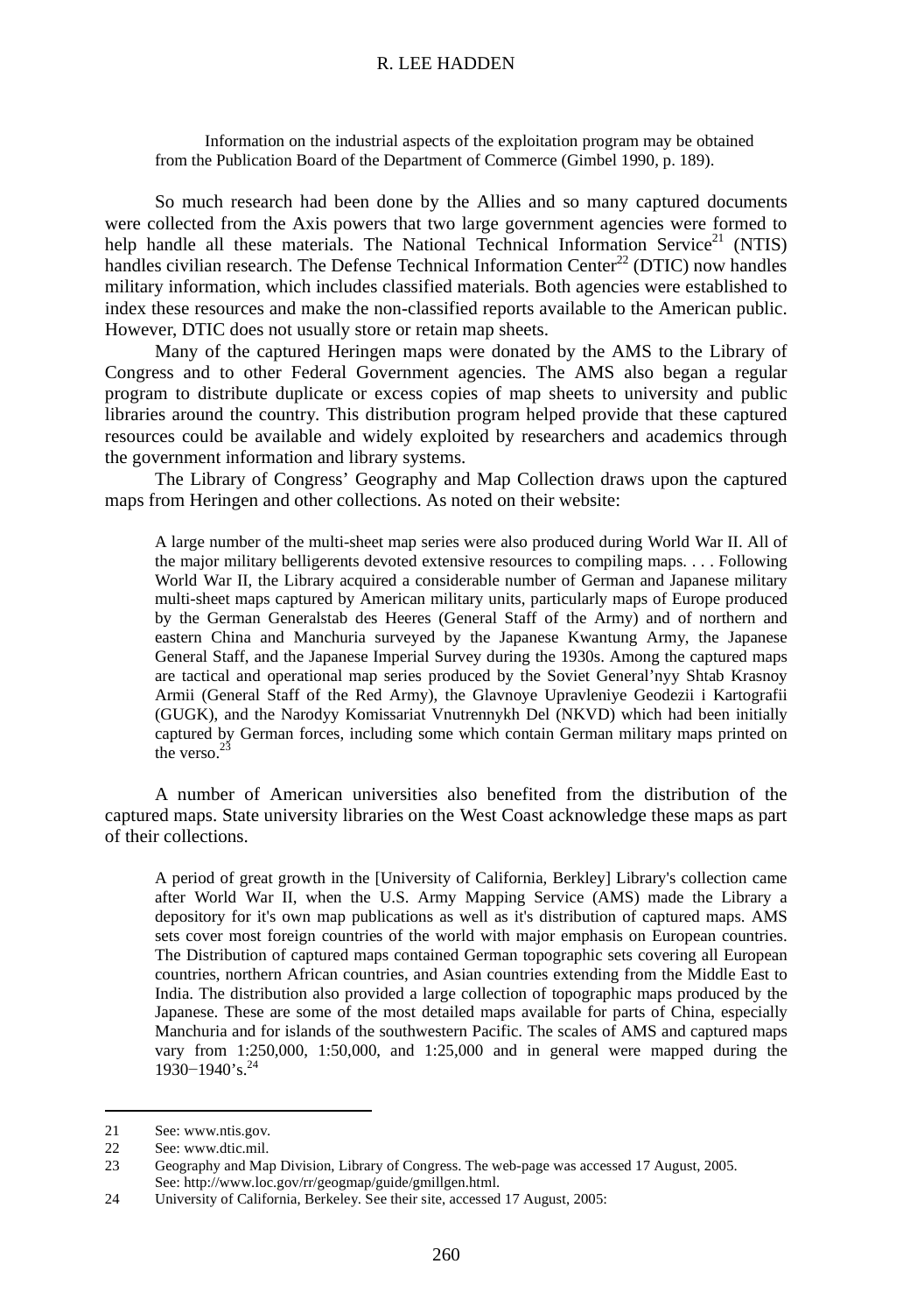> Information on the industrial aspects of the exploitation program may be obtained from the Publication Board of the Department of Commerce (Gimbel 1990, p. 189).

So much research had been done by the Allies and so many captured documents were collected from the Axis powers that two large government agencies were formed to help handle all these materials. The National Technical Information Service[21] (NTIS) handles civilian research. The Defense Technical Information Center[22] (DTIC) now handles military information, which includes classified materials. Both agencies were established to index these resources and make the non-classified reports available to the American public. However, DTIC does not usually store or retain map sheets.

Many of the captured Heringen maps were donated by the AMS to the Library of Congress and to other Federal Government agencies. The AMS also began a regular program to distribute duplicate or excess copies of map sheets to university and public libraries around the country. This distribution program helped provide that these captured resources could be available and widely exploited by researchers and academics through the government information and library systems.

The Library of Congress' Geography and Map Collection draws upon the captured maps from Heringen and other collections. As noted on their website:

> A large number of the multi-sheet map series were also produced during World War II. All of the major military belligerents devoted extensive resources to compiling maps. . . . Following World War II, the Library acquired a considerable number of German and Japanese military multi-sheet maps captured by American military units, particularly maps of Europe produced by the German Generalstab des Heeres (General Staff of the Army) and of northern and eastern China and Manchuria surveyed by the Japanese Kwantung Army, the Japanese General Staff, and the Japanese Imperial Survey during the 1930s. Among the captured maps are tactical and operational map series produced by the Soviet General'nyy Shtab Krasnoy Armii (General Staff of the Red Army), the Glavnoye Upravleniye Geodezii i Kartografii (GUGK), and the Narodyy Komissariat Vnutrennykh Del (NKVD) which had been initially captured by German forces, including some which contain German military maps printed on the verso.[23]

A number of American universities also benefited from the distribution of the captured maps. State university libraries on the West Coast acknowledge these maps as part of their collections.

> A period of great growth in the [University of California, Berkley] Library's collection came after World War II, when the U.S. Army Mapping Service (AMS) made the Library a depository for it's own map publications as well as it's distribution of captured maps. AMS sets cover most foreign countries of the world with major emphasis on European countries. The Distribution of captured maps contained German topographic sets covering all European countries, northern African countries, and Asian countries extending from the Middle East to India. The distribution also provided a large collection of topographic maps produced by the Japanese. These are some of the most detailed maps available for parts of China, especially Manchuria and for islands of the southwestern Pacific. The scales of AMS and captured maps vary from 1:250,000, 1:50,000, and 1:25,000 and in general were mapped during the 1930−1940's.[24]

---

21 See: www.ntis.gov.

22 See: www.dtic.mil.

23 Geography and Map Division, Library of Congress. The web-page was accessed 17 August, 2005. See: http://www.loc.gov/rr/geogmap/guide/gmillgen.html.

24 University of California, Berkeley. See their site, accessed 17 August, 2005: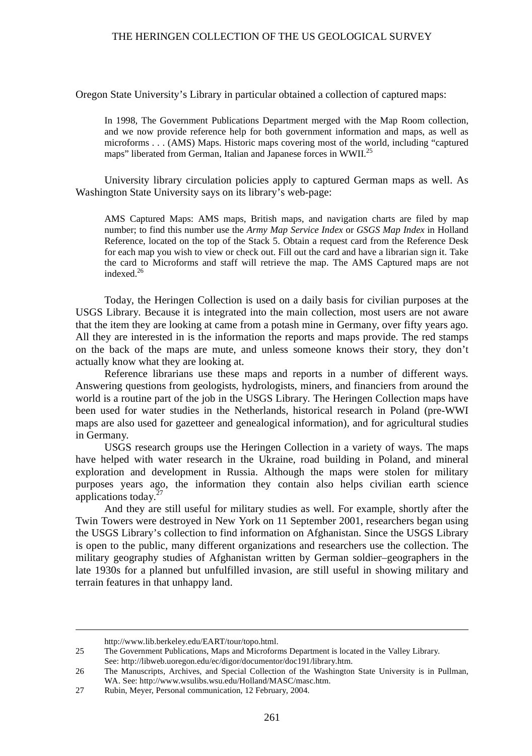Oregon State University's Library in particular obtained a collection of captured maps:

> In 1998, The Government Publications Department merged with the Map Room collection, and we now provide reference help for both government information and maps, as well as microforms . . . (AMS) Maps. Historic maps covering most of the world, including "captured maps" liberated from German, Italian and Japanese forces in WWII.[25]

University library circulation policies apply to captured German maps as well. As Washington State University says on its library's web-page:

> AMS Captured Maps: AMS maps, British maps, and navigation charts are filed by map number; to find this number use the *Army Map Service Index* or *GSGS Map Index* in Holland Reference, located on the top of the Stack 5. Obtain a request card from the Reference Desk for each map you wish to view or check out. Fill out the card and have a librarian sign it. Take the card to Microforms and staff will retrieve the map. The AMS Captured maps are not indexed.[26]

Today, the Heringen Collection is used on a daily basis for civilian purposes at the USGS Library. Because it is integrated into the main collection, most users are not aware that the item they are looking at came from a potash mine in Germany, over fifty years ago. All they are interested in is the information the reports and maps provide. The red stamps on the back of the maps are mute, and unless someone knows their story, they don't actually know what they are looking at.

Reference librarians use these maps and reports in a number of different ways. Answering questions from geologists, hydrologists, miners, and financiers from around the world is a routine part of the job in the USGS Library. The Heringen Collection maps have been used for water studies in the Netherlands, historical research in Poland (pre-WWI maps are also used for gazetteer and genealogical information), and for agricultural studies in Germany.

USGS research groups use the Heringen Collection in a variety of ways. The maps have helped with water research in the Ukraine, road building in Poland, and mineral exploration and development in Russia. Although the maps were stolen for military purposes years ago, the information they contain also helps civilian earth science applications today.[27]

And they are still useful for military studies as well. For example, shortly after the Twin Towers were destroyed in New York on 11 September 2001, researchers began using the USGS Library's collection to find information on Afghanistan. Since the USGS Library is open to the public, many different organizations and researchers use the collection. The military geography studies of Afghanistan written by German soldier–geographers in the late 1930s for a planned but unfulfilled invasion, are still useful in showing military and terrain features in that unhappy land.

---

http://www.lib.berkeley.edu/EART/tour/topo.html.

25 The Government Publications, Maps and Microforms Department is located in the Valley Library. See: http://libweb.uoregon.edu/ec/digor/documentor/doc191/library.htm.

26 The Manuscripts, Archives, and Special Collection of the Washington State University is in Pullman, WA. See: http://www.wsulibs.wsu.edu/Holland/MASC/masc.htm.

27 Rubin, Meyer, Personal communication, 12 February, 2004.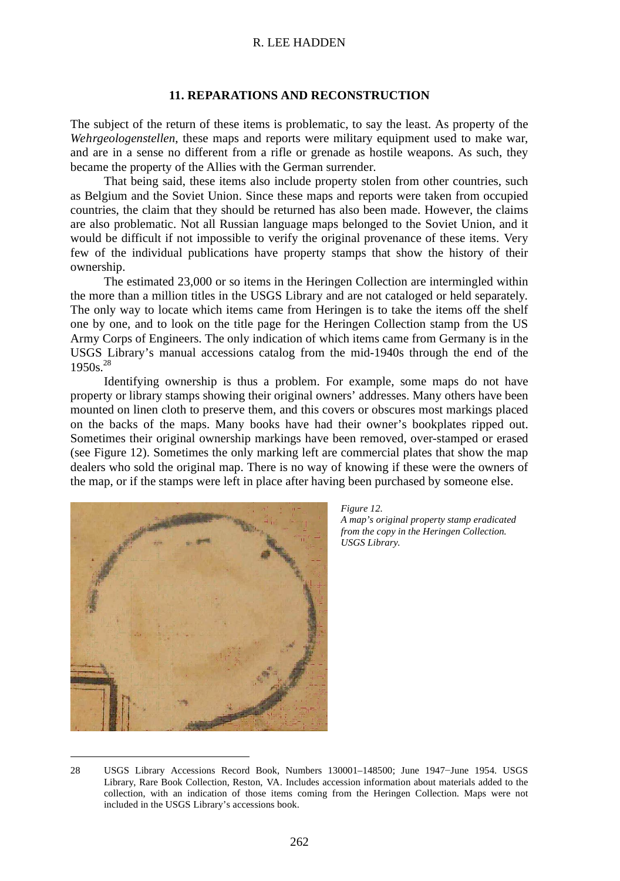## 11. REPARATIONS AND RECONSTRUCTION

The subject of the return of these items is problematic, to say the least. As property of the *Wehrgeologenstellen*, these maps and reports were military equipment used to make war, and are in a sense no different from a rifle or grenade as hostile weapons. As such, they became the property of the Allies with the German surrender.

That being said, these items also include property stolen from other countries, such as Belgium and the Soviet Union. Since these maps and reports were taken from occupied countries, the claim that they should be returned has also been made. However, the claims are also problematic. Not all Russian language maps belonged to the Soviet Union, and it would be difficult if not impossible to verify the original provenance of these items. Very few of the individual publications have property stamps that show the history of their ownership.

The estimated 23,000 or so items in the Heringen Collection are intermingled within the more than a million titles in the USGS Library and are not cataloged or held separately. The only way to locate which items came from Heringen is to take the items off the shelf one by one, and to look on the title page for the Heringen Collection stamp from the US Army Corps of Engineers. The only indication of which items came from Germany is in the USGS Library's manual accessions catalog from the mid-1940s through the end of the 1950s.[28]

Identifying ownership is thus a problem. For example, some maps do not have property or library stamps showing their original owners' addresses. Many others have been mounted on linen cloth to preserve them, and this covers or obscures most markings placed on the backs of the maps. Many books have had their owner's bookplates ripped out. Sometimes their original ownership markings have been removed, over-stamped or erased (see Figure 12). Sometimes the only marking left are commercial plates that show the map dealers who sold the original map. There is no way of knowing if these were the owners of the map, or if the stamps were left in place after having been purchased by someone else.

*Figure 12.*
*A map's original property stamp eradicated from the copy in the Heringen Collection. USGS Library.*

28 USGS Library Accessions Record Book, Numbers 130001–148500; June 1947−June 1954. USGS Library, Rare Book Collection, Reston, VA. Includes accession information about materials added to the collection, with an indication of those items coming from the Heringen Collection. Maps were not included in the USGS Library's accessions book.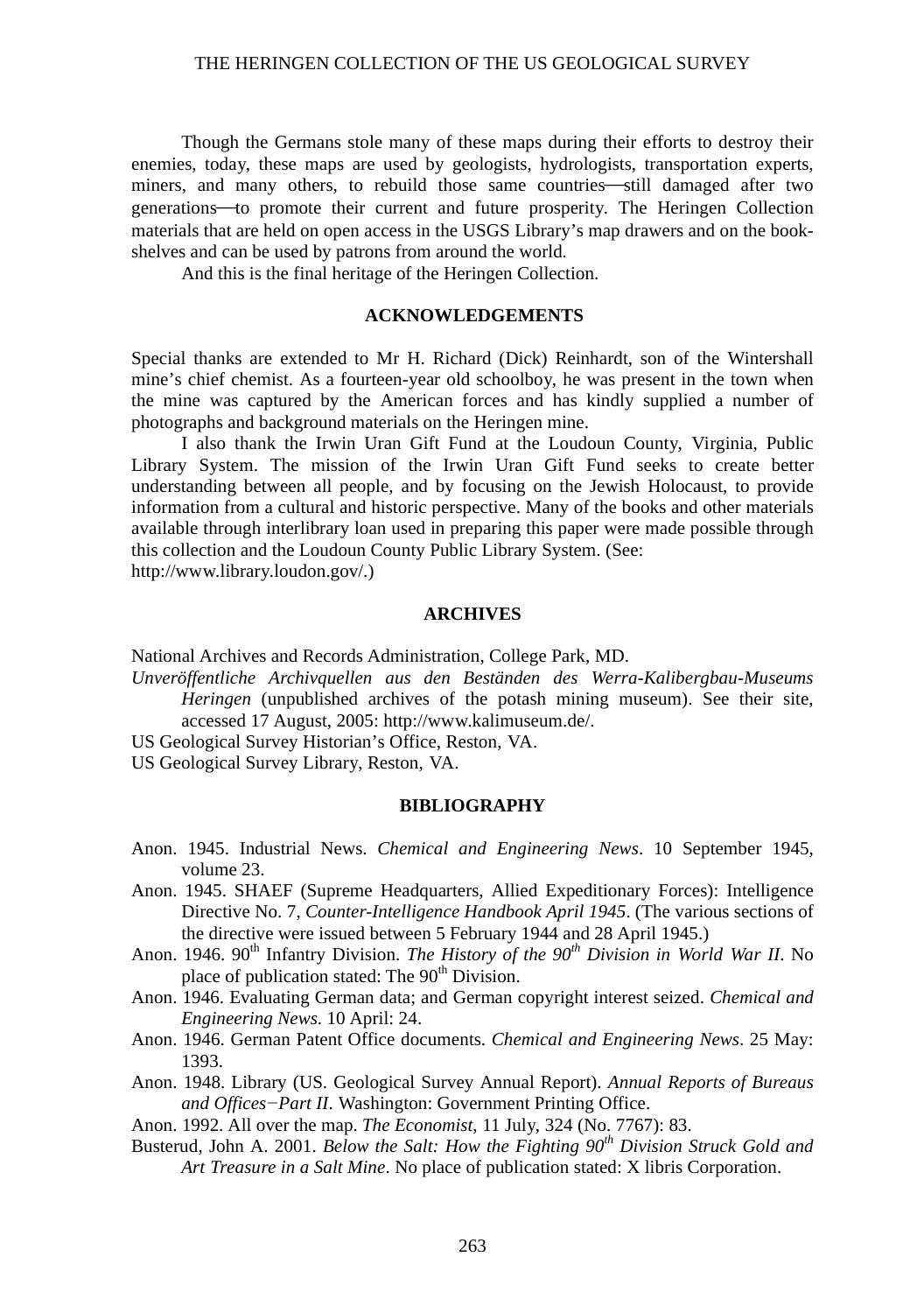Though the Germans stole many of these maps during their efforts to destroy their enemies, today, these maps are used by geologists, hydrologists, transportation experts, miners, and many others, to rebuild those same countries—still damaged after two generations—to promote their current and future prosperity. The Heringen Collection materials that are held on open access in the USGS Library's map drawers and on the book-shelves and can be used by patrons from around the world.

And this is the final heritage of the Heringen Collection.

## ACKNOWLEDGEMENTS

Special thanks are extended to Mr H. Richard (Dick) Reinhardt, son of the Wintershall mine's chief chemist. As a fourteen-year old schoolboy, he was present in the town when the mine was captured by the American forces and has kindly supplied a number of photographs and background materials on the Heringen mine.

I also thank the Irwin Uran Gift Fund at the Loudoun County, Virginia, Public Library System. The mission of the Irwin Uran Gift Fund seeks to create better understanding between all people, and by focusing on the Jewish Holocaust, to provide information from a cultural and historic perspective. Many of the books and other materials available through interlibrary loan used in preparing this paper were made possible through this collection and the Loudoun County Public Library System. (See: http://www.library.loudon.gov/.)

## ARCHIVES

National Archives and Records Administration, College Park, MD.

*Unveröffentliche Archivquellen aus den Beständen des Werra-Kalibergbau-Museums Heringen* (unpublished archives of the potash mining museum). See their site, accessed 17 August, 2005: http://www.kalimuseum.de/.

US Geological Survey Historian's Office, Reston, VA.

US Geological Survey Library, Reston, VA.

## BIBLIOGRAPHY

Anon. 1945. Industrial News. *Chemical and Engineering News*. 10 September 1945, volume 23.

Anon. 1945. SHAEF (Supreme Headquarters, Allied Expeditionary Forces): Intelligence Directive No. 7, *Counter-Intelligence Handbook April 1945*. (The various sections of the directive were issued between 5 February 1944 and 28 April 1945.)

Anon. 1946. 90th Infantry Division. *The History of the 90th Division in World War II*. No place of publication stated: The 90th Division.

Anon. 1946. Evaluating German data; and German copyright interest seized. *Chemical and Engineering News*. 10 April: 24.

Anon. 1946. German Patent Office documents. *Chemical and Engineering News*. 25 May: 1393.

Anon. 1948. Library (US. Geological Survey Annual Report). *Annual Reports of Bureaus and Offices−Part II*. Washington: Government Printing Office.

Anon. 1992. All over the map. *The Economist*, 11 July, 324 (No. 7767): 83.

Busterud, John A. 2001. *Below the Salt: How the Fighting 90th Division Struck Gold and Art Treasure in a Salt Mine*. No place of publication stated: X libris Corporation.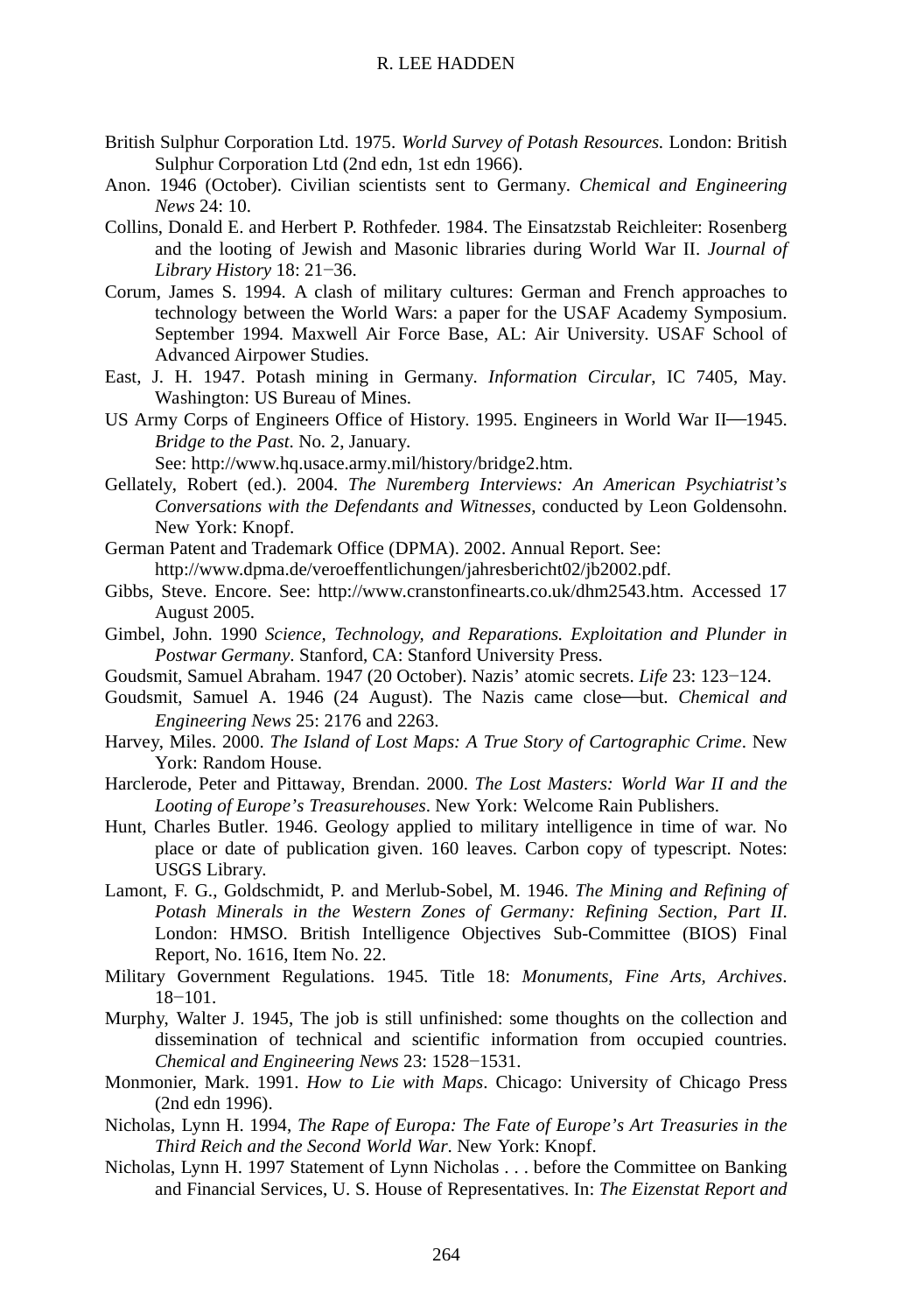British Sulphur Corporation Ltd. 1975. *World Survey of Potash Resources.* London: British Sulphur Corporation Ltd (2nd edn, 1st edn 1966).

Anon. 1946 (October). Civilian scientists sent to Germany. *Chemical and Engineering News* 24: 10.

Collins, Donald E. and Herbert P. Rothfeder. 1984. The Einsatzstab Reichleiter: Rosenberg and the looting of Jewish and Masonic libraries during World War II. *Journal of Library History* 18: 21−36.

Corum, James S. 1994. A clash of military cultures: German and French approaches to technology between the World Wars: a paper for the USAF Academy Symposium. September 1994. Maxwell Air Force Base, AL: Air University. USAF School of Advanced Airpower Studies.

East, J. H. 1947. Potash mining in Germany. *Information Circular*, IC 7405, May. Washington: US Bureau of Mines.

US Army Corps of Engineers Office of History. 1995. Engineers in World War II—1945. *Bridge to the Past*. No. 2, January.
See: http://www.hq.usace.army.mil/history/bridge2.htm.

Gellately, Robert (ed.). 2004. *The Nuremberg Interviews: An American Psychiatrist's Conversations with the Defendants and Witnesses*, conducted by Leon Goldensohn. New York: Knopf.

German Patent and Trademark Office (DPMA). 2002. Annual Report. See:
http://www.dpma.de/veroeffentlichungen/jahresbericht02/jb2002.pdf.

Gibbs, Steve. Encore. See: http://www.cranstonfinearts.co.uk/dhm2543.htm. Accessed 17 August 2005.

Gimbel, John. 1990 *Science, Technology, and Reparations. Exploitation and Plunder in Postwar Germany*. Stanford, CA: Stanford University Press.

Goudsmit, Samuel Abraham. 1947 (20 October). Nazis' atomic secrets. *Life* 23: 123−124.

Goudsmit, Samuel A. 1946 (24 August). The Nazis came close—but. *Chemical and Engineering News* 25: 2176 and 2263.

Harvey, Miles. 2000. *The Island of Lost Maps: A True Story of Cartographic Crime*. New York: Random House.

Harclerode, Peter and Pittaway, Brendan. 2000. *The Lost Masters: World War II and the Looting of Europe's Treasurehouses*. New York: Welcome Rain Publishers.

Hunt, Charles Butler. 1946. Geology applied to military intelligence in time of war. No place or date of publication given. 160 leaves. Carbon copy of typescript. Notes: USGS Library.

Lamont, F. G., Goldschmidt, P. and Merlub-Sobel, M. 1946. *The Mining and Refining of Potash Minerals in the Western Zones of Germany: Refining Section, Part II*. London: HMSO. British Intelligence Objectives Sub-Committee (BIOS) Final Report, No. 1616, Item No. 22.

Military Government Regulations. 1945. Title 18: *Monuments, Fine Arts, Archives*. 18−101.

Murphy, Walter J. 1945, The job is still unfinished: some thoughts on the collection and dissemination of technical and scientific information from occupied countries. *Chemical and Engineering News* 23: 1528−1531.

Monmonier, Mark. 1991. *How to Lie with Maps*. Chicago: University of Chicago Press (2nd edn 1996).

Nicholas, Lynn H. 1994, *The Rape of Europa: The Fate of Europe's Art Treasuries in the Third Reich and the Second World War*. New York: Knopf.

Nicholas, Lynn H. 1997 Statement of Lynn Nicholas . . . before the Committee on Banking and Financial Services, U. S. House of Representatives. In: *The Eizenstat Report and*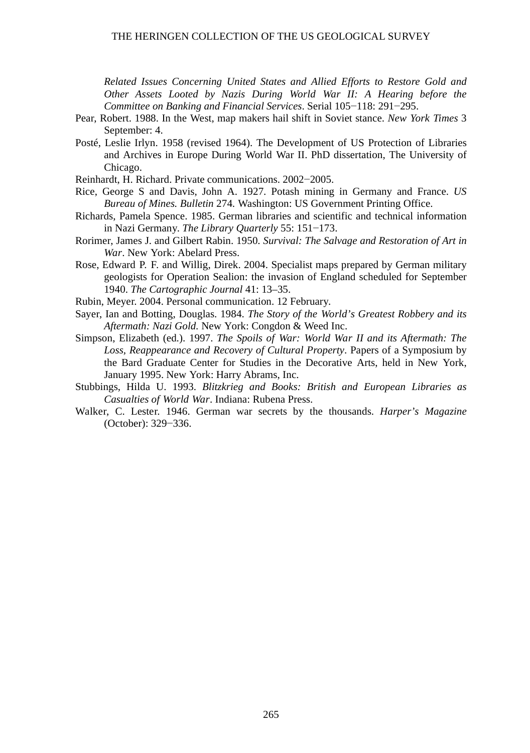*Related Issues Concerning United States and Allied Efforts to Restore Gold and Other Assets Looted by Nazis During World War II: A Hearing before the Committee on Banking and Financial Services*. Serial 105−118: 291−295.

Pear, Robert. 1988. In the West, map makers hail shift in Soviet stance. *New York Times* 3 September: 4.

Posté, Leslie Irlyn. 1958 (revised 1964). The Development of US Protection of Libraries and Archives in Europe During World War II. PhD dissertation, The University of Chicago.

Reinhardt, H. Richard. Private communications. 2002−2005.

Rice, George S and Davis, John A. 1927. Potash mining in Germany and France. *US Bureau of Mines. Bulletin* 274. Washington: US Government Printing Office.

Richards, Pamela Spence. 1985. German libraries and scientific and technical information in Nazi Germany. *The Library Quarterly* 55: 151−173.

Rorimer, James J. and Gilbert Rabin. 1950. *Survival: The Salvage and Restoration of Art in War*. New York: Abelard Press.

Rose, Edward P. F. and Willig, Direk. 2004. Specialist maps prepared by German military geologists for Operation Sealion: the invasion of England scheduled for September 1940. *The Cartographic Journal* 41: 13–35.

Rubin, Meyer. 2004. Personal communication. 12 February.

Sayer, Ian and Botting, Douglas. 1984. *The Story of the World's Greatest Robbery and its Aftermath: Nazi Gold.* New York: Congdon & Weed Inc.

Simpson, Elizabeth (ed.). 1997. *The Spoils of War: World War II and its Aftermath: The Loss, Reappearance and Recovery of Cultural Property*. Papers of a Symposium by the Bard Graduate Center for Studies in the Decorative Arts, held in New York, January 1995. New York: Harry Abrams, Inc.

Stubbings, Hilda U. 1993. *Blitzkrieg and Books: British and European Libraries as Casualties of World War*. Indiana: Rubena Press.

Walker, C. Lester. 1946. German war secrets by the thousands. *Harper's Magazine* (October): 329−336.